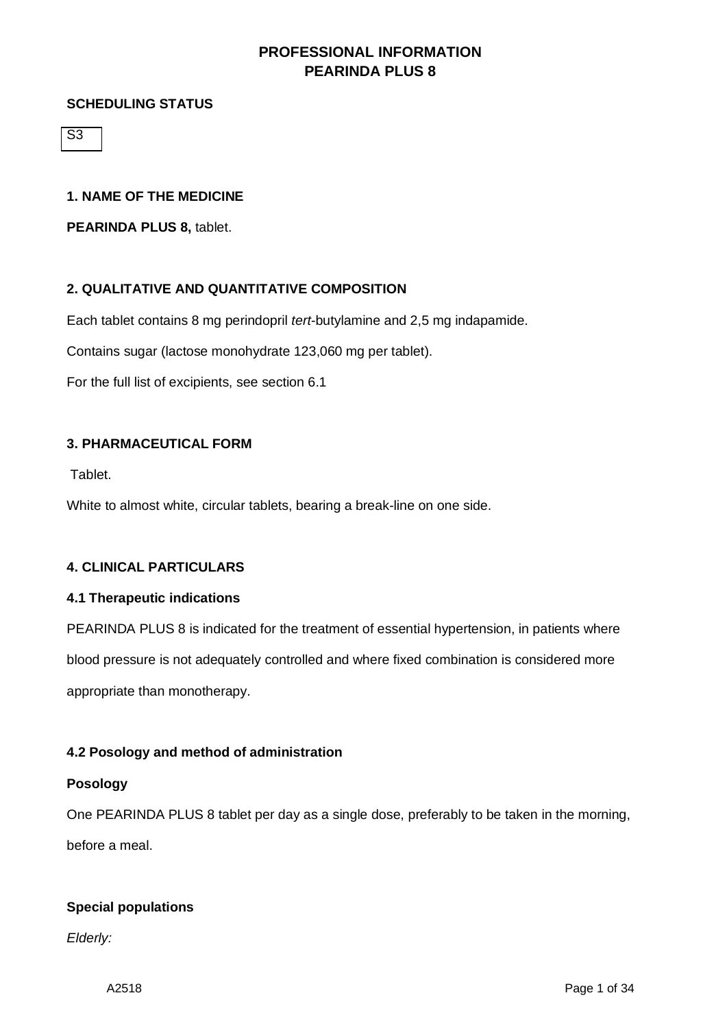# PROFESSIONAL INFORMATION
# PEARINDA PLUS 8

**SCHEDULING STATUS**

S3

**1. NAME OF THE MEDICINE**

**PEARINDA PLUS 8,** tablet.

**2. QUALITATIVE AND QUANTITATIVE COMPOSITION**

Each tablet contains 8 mg perindopril *tert*-butylamine and 2,5 mg indapamide.

Contains sugar (lactose monohydrate 123,060 mg per tablet).

For the full list of excipients, see section 6.1

**3. PHARMACEUTICAL FORM**

Tablet.

White to almost white, circular tablets, bearing a break-line on one side.

**4. CLINICAL PARTICULARS**

**4.1 Therapeutic indications**

PEARINDA PLUS 8 is indicated for the treatment of essential hypertension, in patients where blood pressure is not adequately controlled and where fixed combination is considered more appropriate than monotherapy.

**4.2 Posology and method of administration**

**Posology**

One PEARINDA PLUS 8 tablet per day as a single dose, preferably to be taken in the morning, before a meal.

**Special populations**

*Elderly:*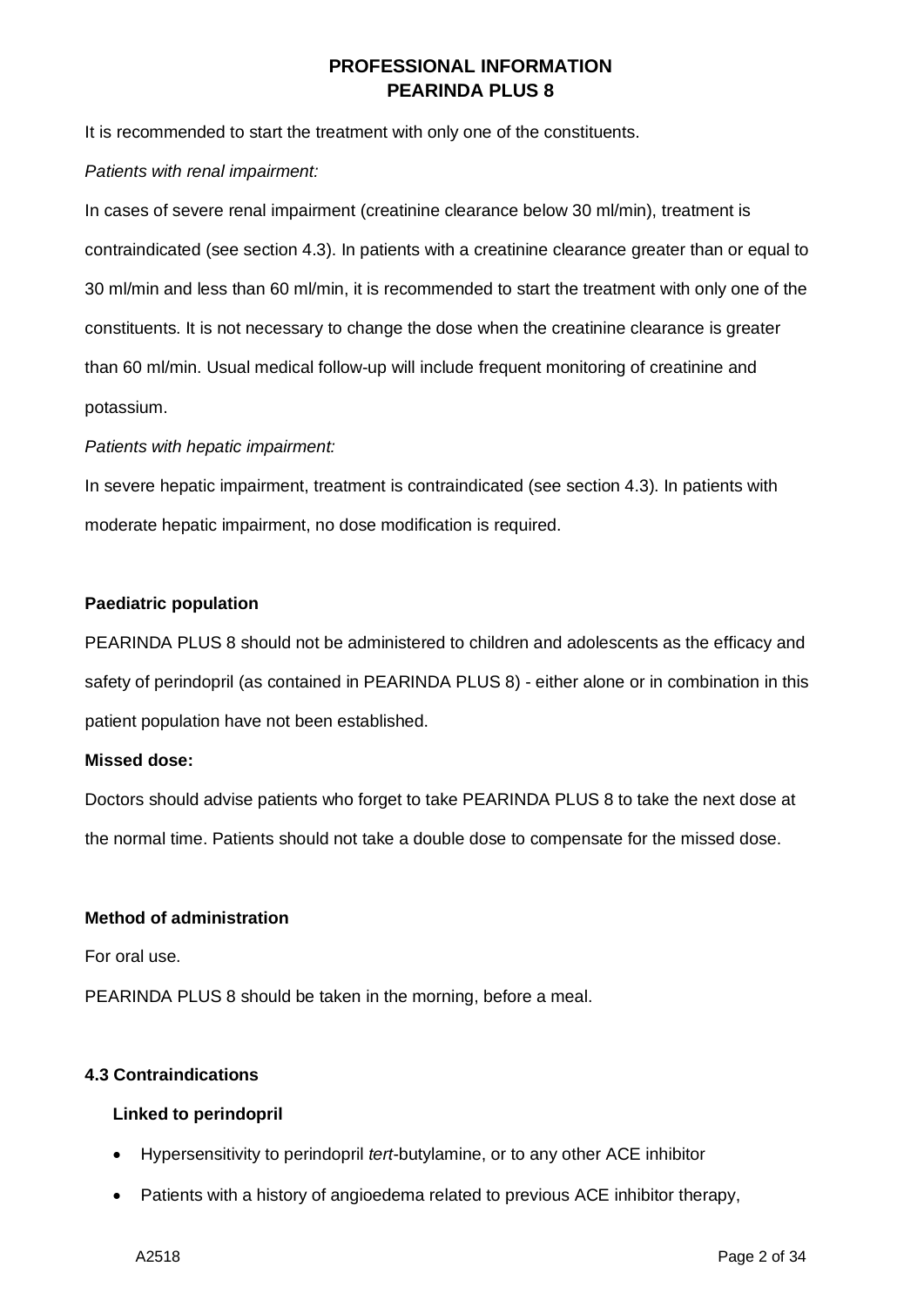It is recommended to start the treatment with only one of the constituents.

*Patients with renal impairment:*

In cases of severe renal impairment (creatinine clearance below 30 ml/min), treatment is contraindicated (see section 4.3). In patients with a creatinine clearance greater than or equal to 30 ml/min and less than 60 ml/min, it is recommended to start the treatment with only one of the constituents. It is not necessary to change the dose when the creatinine clearance is greater than 60 ml/min. Usual medical follow-up will include frequent monitoring of creatinine and potassium.

*Patients with hepatic impairment:*

In severe hepatic impairment, treatment is contraindicated (see section 4.3). In patients with moderate hepatic impairment, no dose modification is required.

**Paediatric population**

PEARINDA PLUS 8 should not be administered to children and adolescents as the efficacy and safety of perindopril (as contained in PEARINDA PLUS 8) - either alone or in combination in this patient population have not been established.

**Missed dose:**

Doctors should advise patients who forget to take PEARINDA PLUS 8 to take the next dose at the normal time. Patients should not take a double dose to compensate for the missed dose.

**Method of administration**

For oral use.

PEARINDA PLUS 8 should be taken in the morning, before a meal.

**4.3 Contraindications**

**Linked to perindopril**

- Hypersensitivity to perindopril *tert*-butylamine, or to any other ACE inhibitor
- Patients with a history of angioedema related to previous ACE inhibitor therapy,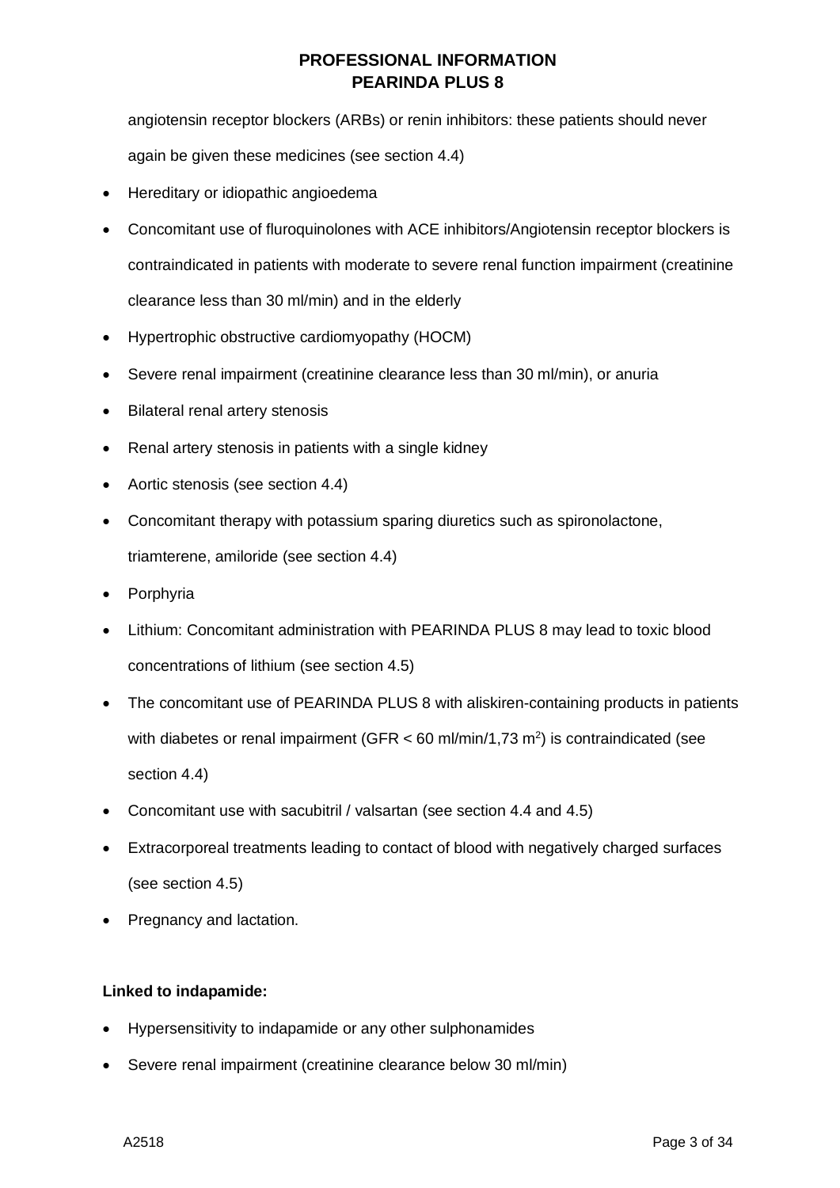angiotensin receptor blockers (ARBs) or renin inhibitors: these patients should never again be given these medicines (see section 4.4)

- Hereditary or idiopathic angioedema
- Concomitant use of fluroquinolones with ACE inhibitors/Angiotensin receptor blockers is contraindicated in patients with moderate to severe renal function impairment (creatinine clearance less than 30 ml/min) and in the elderly
- Hypertrophic obstructive cardiomyopathy (HOCM)
- Severe renal impairment (creatinine clearance less than 30 ml/min), or anuria
- Bilateral renal artery stenosis
- Renal artery stenosis in patients with a single kidney
- Aortic stenosis (see section 4.4)
- Concomitant therapy with potassium sparing diuretics such as spironolactone, triamterene, amiloride (see section 4.4)
- Porphyria
- Lithium: Concomitant administration with PEARINDA PLUS 8 may lead to toxic blood concentrations of lithium (see section 4.5)
- The concomitant use of PEARINDA PLUS 8 with aliskiren-containing products in patients with diabetes or renal impairment (GFR < 60 ml/min/1,73 $m^2$) is contraindicated (see section 4.4)
- Concomitant use with sacubitril / valsartan (see section 4.4 and 4.5)
- Extracorporeal treatments leading to contact of blood with negatively charged surfaces (see section 4.5)
- Pregnancy and lactation.

**Linked to indapamide:**

- Hypersensitivity to indapamide or any other sulphonamides
- Severe renal impairment (creatinine clearance below 30 ml/min)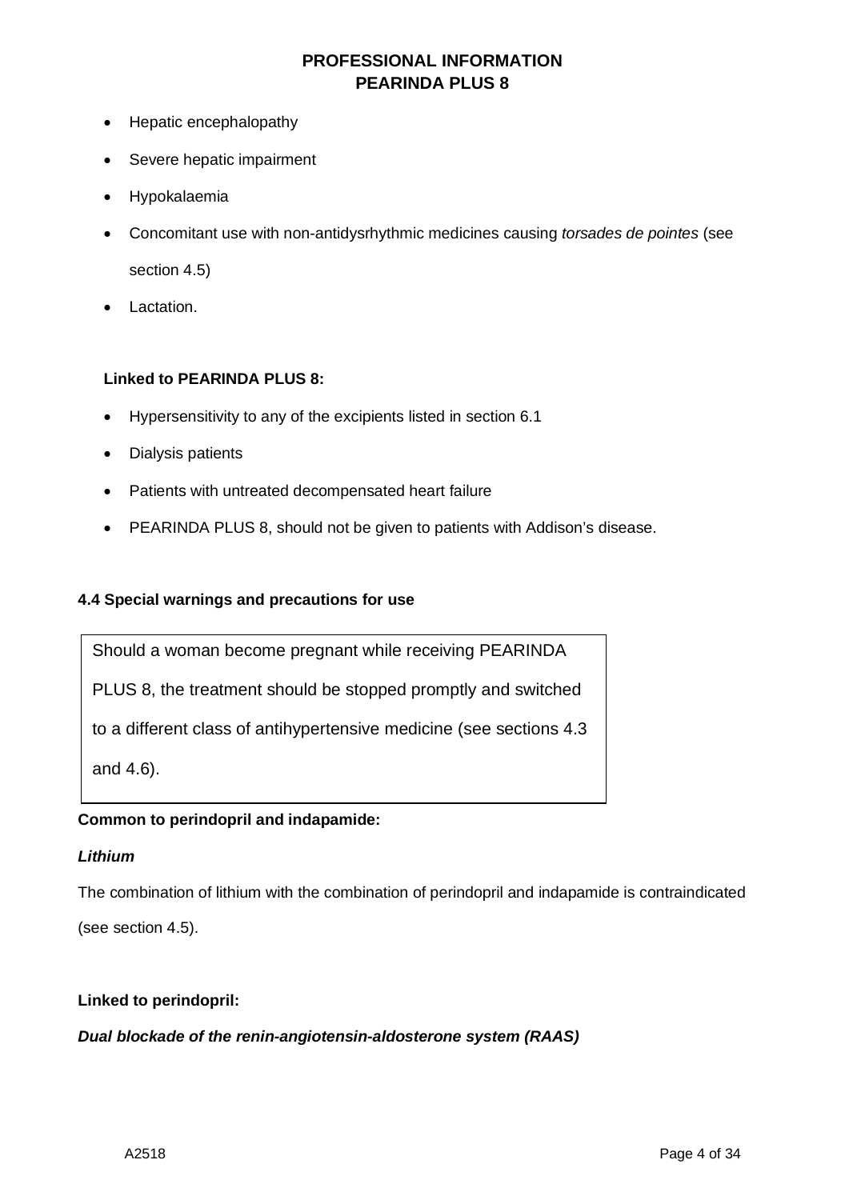- Hepatic encephalopathy
- Severe hepatic impairment
- Hypokalaemia
- Concomitant use with non-antidysrhythmic medicines causing *torsades de pointes* (see section 4.5)
- Lactation.

**Linked to PEARINDA PLUS 8:**

- Hypersensitivity to any of the excipients listed in section 6.1
- Dialysis patients
- Patients with untreated decompensated heart failure
- PEARINDA PLUS 8, should not be given to patients with Addison's disease.

### 4.4 Special warnings and precautions for use

> Should a woman become pregnant while receiving PEARINDA PLUS 8, the treatment should be stopped promptly and switched to a different class of antihypertensive medicine (see sections 4.3 and 4.6).

**Common to perindopril and indapamide:**

***Lithium***

The combination of lithium with the combination of perindopril and indapamide is contraindicated (see section 4.5).

**Linked to perindopril:**

***Dual blockade of the renin-angiotensin-aldosterone system (RAAS)***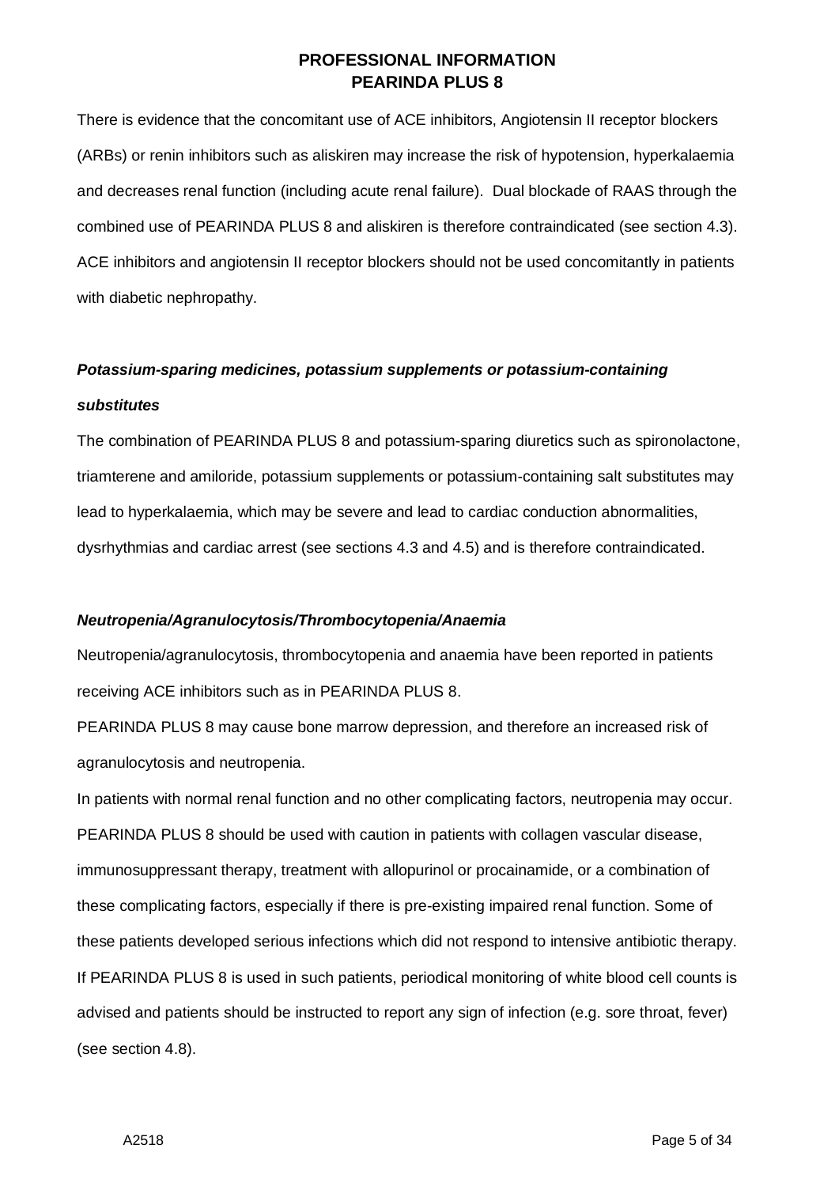There is evidence that the concomitant use of ACE inhibitors, Angiotensin II receptor blockers (ARBs) or renin inhibitors such as aliskiren may increase the risk of hypotension, hyperkalaemia and decreases renal function (including acute renal failure). Dual blockade of RAAS through the combined use of PEARINDA PLUS 8 and aliskiren is therefore contraindicated (see section 4.3). ACE inhibitors and angiotensin II receptor blockers should not be used concomitantly in patients with diabetic nephropathy.

***Potassium-sparing medicines, potassium supplements or potassium-containing substitutes***

The combination of PEARINDA PLUS 8 and potassium-sparing diuretics such as spironolactone, triamterene and amiloride, potassium supplements or potassium-containing salt substitutes may lead to hyperkalaemia, which may be severe and lead to cardiac conduction abnormalities, dysrhythmias and cardiac arrest (see sections 4.3 and 4.5) and is therefore contraindicated.

***Neutropenia/Agranulocytosis/Thrombocytopenia/Anaemia***

Neutropenia/agranulocytosis, thrombocytopenia and anaemia have been reported in patients receiving ACE inhibitors such as in PEARINDA PLUS 8.

PEARINDA PLUS 8 may cause bone marrow depression, and therefore an increased risk of agranulocytosis and neutropenia.

In patients with normal renal function and no other complicating factors, neutropenia may occur. PEARINDA PLUS 8 should be used with caution in patients with collagen vascular disease, immunosuppressant therapy, treatment with allopurinol or procainamide, or a combination of these complicating factors, especially if there is pre-existing impaired renal function. Some of these patients developed serious infections which did not respond to intensive antibiotic therapy. If PEARINDA PLUS 8 is used in such patients, periodical monitoring of white blood cell counts is advised and patients should be instructed to report any sign of infection (e.g. sore throat, fever) (see section 4.8).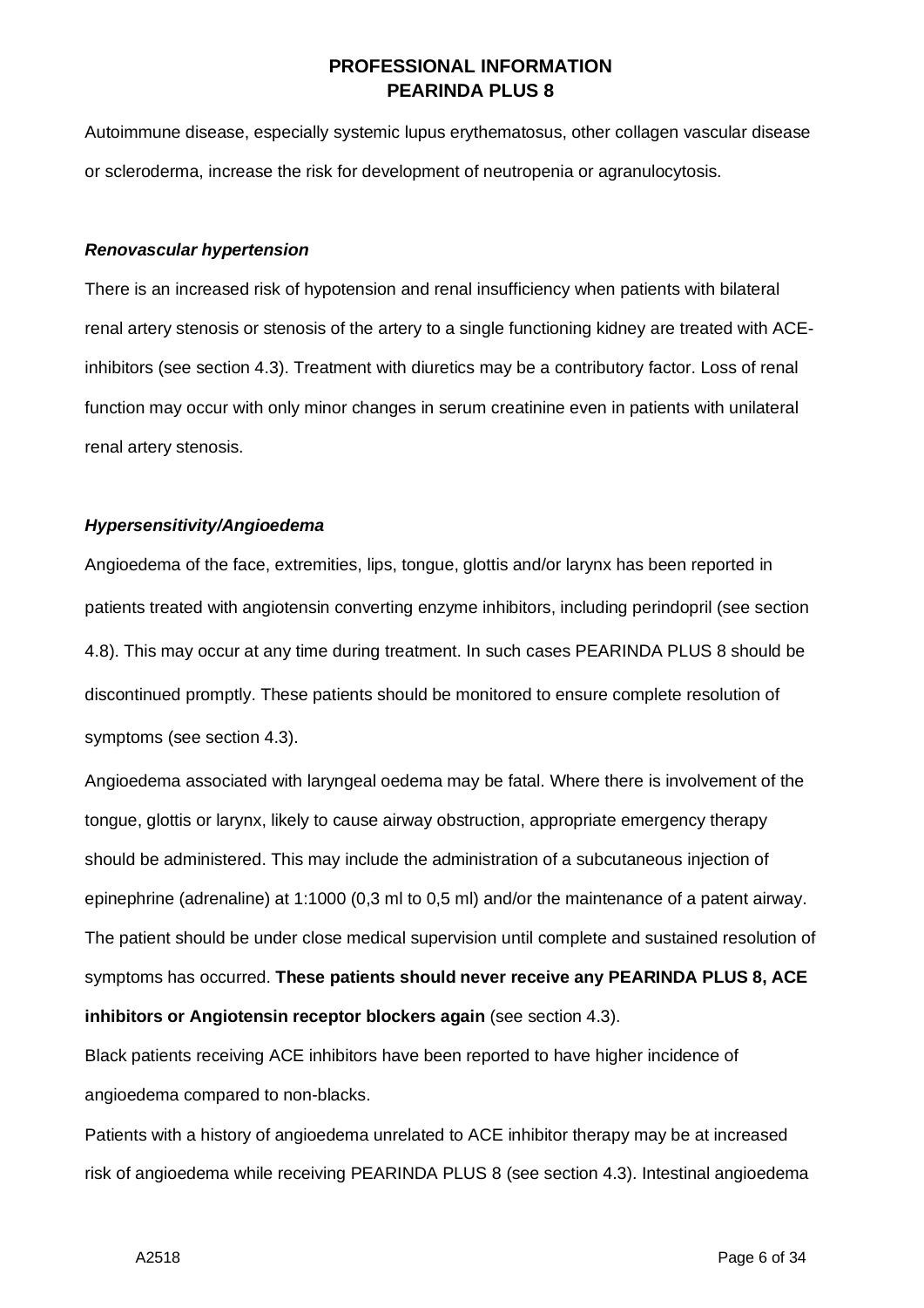Autoimmune disease, especially systemic lupus erythematosus, other collagen vascular disease or scleroderma, increase the risk for development of neutropenia or agranulocytosis.

***Renovascular hypertension***

There is an increased risk of hypotension and renal insufficiency when patients with bilateral renal artery stenosis or stenosis of the artery to a single functioning kidney are treated with ACE-inhibitors (see section 4.3). Treatment with diuretics may be a contributory factor. Loss of renal function may occur with only minor changes in serum creatinine even in patients with unilateral renal artery stenosis.

***Hypersensitivity/Angioedema***

Angioedema of the face, extremities, lips, tongue, glottis and/or larynx has been reported in patients treated with angiotensin converting enzyme inhibitors, including perindopril (see section 4.8). This may occur at any time during treatment. In such cases PEARINDA PLUS 8 should be discontinued promptly. These patients should be monitored to ensure complete resolution of symptoms (see section 4.3).

Angioedema associated with laryngeal oedema may be fatal. Where there is involvement of the tongue, glottis or larynx, likely to cause airway obstruction, appropriate emergency therapy should be administered. This may include the administration of a subcutaneous injection of epinephrine (adrenaline) at 1:1000 (0,3 ml to 0,5 ml) and/or the maintenance of a patent airway. The patient should be under close medical supervision until complete and sustained resolution of symptoms has occurred. **These patients should never receive any PEARINDA PLUS 8, ACE inhibitors or Angiotensin receptor blockers again** (see section 4.3).

Black patients receiving ACE inhibitors have been reported to have higher incidence of angioedema compared to non-blacks.

Patients with a history of angioedema unrelated to ACE inhibitor therapy may be at increased risk of angioedema while receiving PEARINDA PLUS 8 (see section 4.3). Intestinal angioedema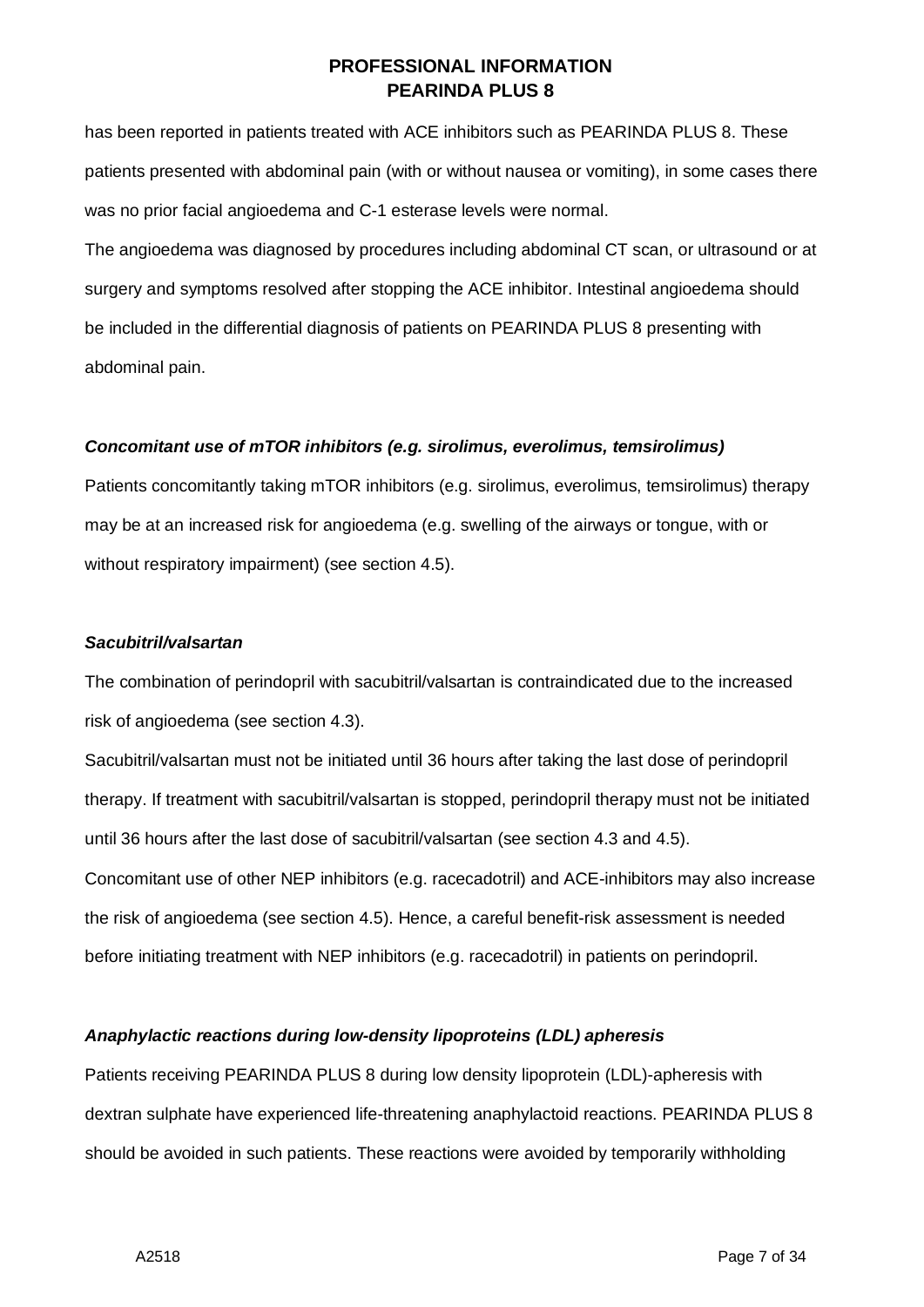has been reported in patients treated with ACE inhibitors such as PEARINDA PLUS 8. These patients presented with abdominal pain (with or without nausea or vomiting), in some cases there was no prior facial angioedema and C-1 esterase levels were normal.

The angioedema was diagnosed by procedures including abdominal CT scan, or ultrasound or at surgery and symptoms resolved after stopping the ACE inhibitor. Intestinal angioedema should be included in the differential diagnosis of patients on PEARINDA PLUS 8 presenting with abdominal pain.

***Concomitant use of mTOR inhibitors (e.g. sirolimus, everolimus, temsirolimus)***

Patients concomitantly taking mTOR inhibitors (e.g. sirolimus, everolimus, temsirolimus) therapy may be at an increased risk for angioedema (e.g. swelling of the airways or tongue, with or without respiratory impairment) (see section 4.5).

***Sacubitril/valsartan***

The combination of perindopril with sacubitril/valsartan is contraindicated due to the increased risk of angioedema (see section 4.3).

Sacubitril/valsartan must not be initiated until 36 hours after taking the last dose of perindopril therapy. If treatment with sacubitril/valsartan is stopped, perindopril therapy must not be initiated until 36 hours after the last dose of sacubitril/valsartan (see section 4.3 and 4.5).

Concomitant use of other NEP inhibitors (e.g. racecadotril) and ACE-inhibitors may also increase the risk of angioedema (see section 4.5). Hence, a careful benefit-risk assessment is needed before initiating treatment with NEP inhibitors (e.g. racecadotril) in patients on perindopril.

***Anaphylactic reactions during low-density lipoproteins (LDL) apheresis***

Patients receiving PEARINDA PLUS 8 during low density lipoprotein (LDL)-apheresis with dextran sulphate have experienced life-threatening anaphylactoid reactions. PEARINDA PLUS 8 should be avoided in such patients. These reactions were avoided by temporarily withholding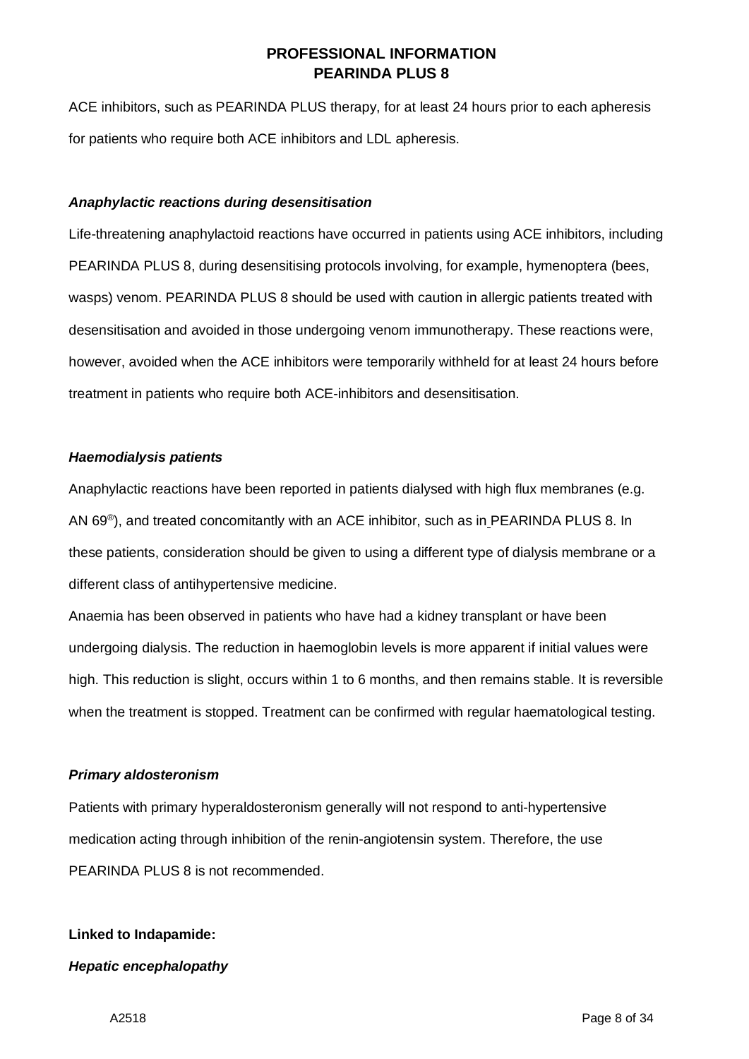ACE inhibitors, such as PEARINDA PLUS therapy, for at least 24 hours prior to each apheresis for patients who require both ACE inhibitors and LDL apheresis.

***Anaphylactic reactions during desensitisation***

Life-threatening anaphylactoid reactions have occurred in patients using ACE inhibitors, including PEARINDA PLUS 8, during desensitising protocols involving, for example, hymenoptera (bees, wasps) venom. PEARINDA PLUS 8 should be used with caution in allergic patients treated with desensitisation and avoided in those undergoing venom immunotherapy. These reactions were, however, avoided when the ACE inhibitors were temporarily withheld for at least 24 hours before treatment in patients who require both ACE-inhibitors and desensitisation.

***Haemodialysis patients***

Anaphylactic reactions have been reported in patients dialysed with high flux membranes (e.g. AN 69®), and treated concomitantly with an ACE inhibitor, such as in PEARINDA PLUS 8. In these patients, consideration should be given to using a different type of dialysis membrane or a different class of antihypertensive medicine.

Anaemia has been observed in patients who have had a kidney transplant or have been undergoing dialysis. The reduction in haemoglobin levels is more apparent if initial values were high. This reduction is slight, occurs within 1 to 6 months, and then remains stable. It is reversible when the treatment is stopped. Treatment can be confirmed with regular haematological testing.

***Primary aldosteronism***

Patients with primary hyperaldosteronism generally will not respond to anti-hypertensive medication acting through inhibition of the renin-angiotensin system. Therefore, the use PEARINDA PLUS 8 is not recommended.

**Linked to Indapamide:**

***Hepatic encephalopathy***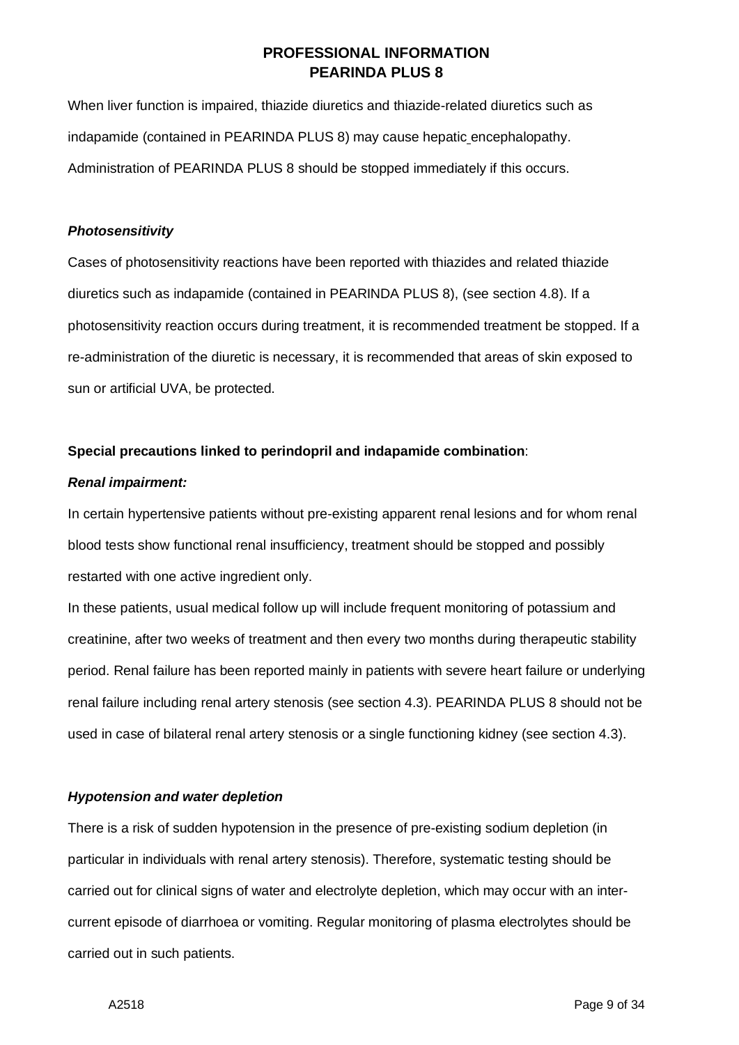When liver function is impaired, thiazide diuretics and thiazide-related diuretics such as indapamide (contained in PEARINDA PLUS 8) may cause hepatic encephalopathy. Administration of PEARINDA PLUS 8 should be stopped immediately if this occurs.

***Photosensitivity***

Cases of photosensitivity reactions have been reported with thiazides and related thiazide diuretics such as indapamide (contained in PEARINDA PLUS 8), (see section 4.8). If a photosensitivity reaction occurs during treatment, it is recommended treatment be stopped. If a re-administration of the diuretic is necessary, it is recommended that areas of skin exposed to sun or artificial UVA, be protected.

**Special precautions linked to perindopril and indapamide combination**:

***Renal impairment:***

In certain hypertensive patients without pre-existing apparent renal lesions and for whom renal blood tests show functional renal insufficiency, treatment should be stopped and possibly restarted with one active ingredient only.

In these patients, usual medical follow up will include frequent monitoring of potassium and creatinine, after two weeks of treatment and then every two months during therapeutic stability period. Renal failure has been reported mainly in patients with severe heart failure or underlying renal failure including renal artery stenosis (see section 4.3). PEARINDA PLUS 8 should not be used in case of bilateral renal artery stenosis or a single functioning kidney (see section 4.3).

***Hypotension and water depletion***

There is a risk of sudden hypotension in the presence of pre-existing sodium depletion (in particular in individuals with renal artery stenosis). Therefore, systematic testing should be carried out for clinical signs of water and electrolyte depletion, which may occur with an inter-current episode of diarrhoea or vomiting. Regular monitoring of plasma electrolytes should be carried out in such patients.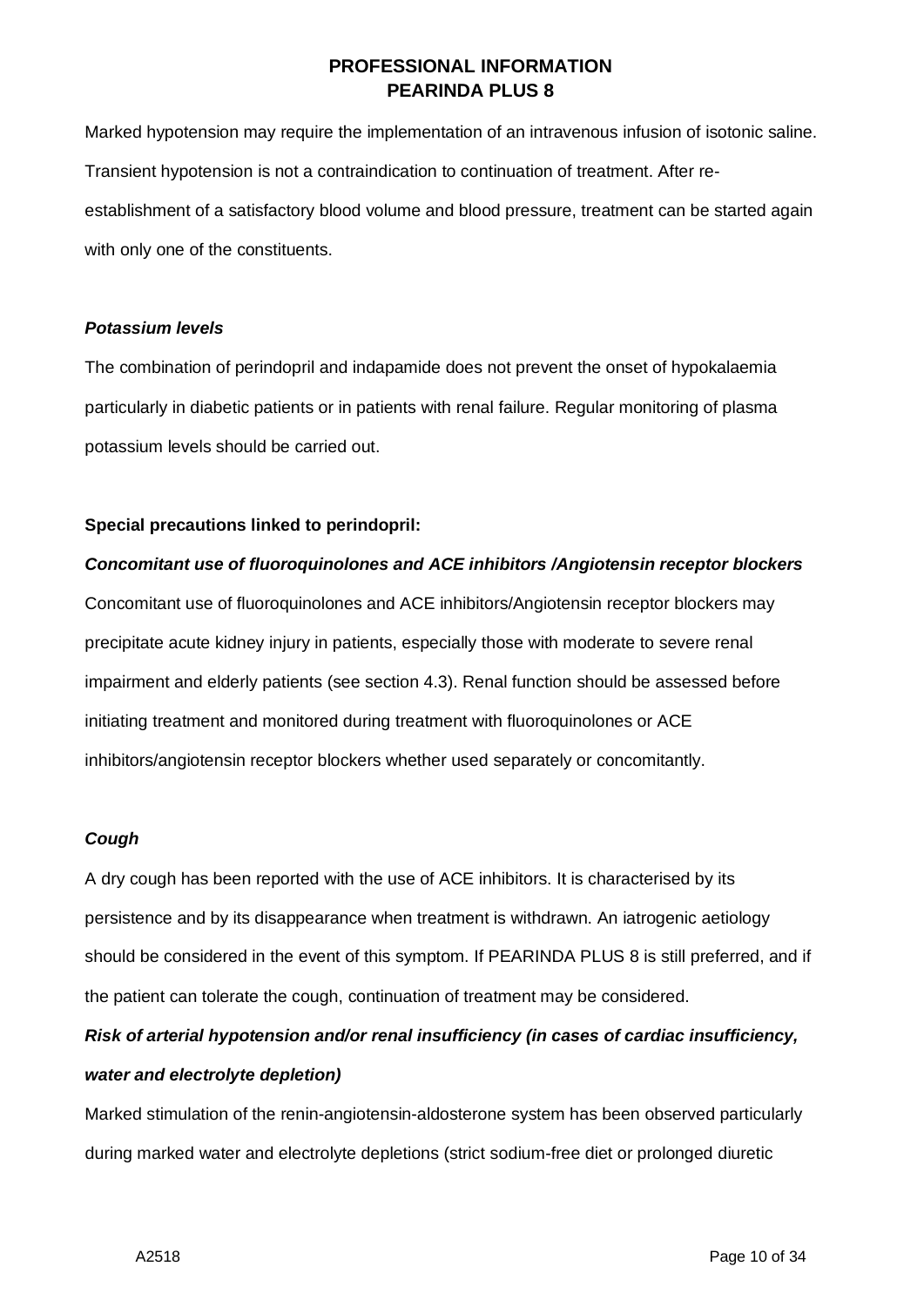Marked hypotension may require the implementation of an intravenous infusion of isotonic saline. Transient hypotension is not a contraindication to continuation of treatment. After re-establishment of a satisfactory blood volume and blood pressure, treatment can be started again with only one of the constituents.

***Potassium levels***

The combination of perindopril and indapamide does not prevent the onset of hypokalaemia particularly in diabetic patients or in patients with renal failure. Regular monitoring of plasma potassium levels should be carried out.

**Special precautions linked to perindopril:**

***Concomitant use of fluoroquinolones and ACE inhibitors /Angiotensin receptor blockers***

Concomitant use of fluoroquinolones and ACE inhibitors/Angiotensin receptor blockers may precipitate acute kidney injury in patients, especially those with moderate to severe renal impairment and elderly patients (see section 4.3). Renal function should be assessed before initiating treatment and monitored during treatment with fluoroquinolones or ACE inhibitors/angiotensin receptor blockers whether used separately or concomitantly.

***Cough***

A dry cough has been reported with the use of ACE inhibitors. It is characterised by its persistence and by its disappearance when treatment is withdrawn. An iatrogenic aetiology should be considered in the event of this symptom. If PEARINDA PLUS 8 is still preferred, and if the patient can tolerate the cough, continuation of treatment may be considered.

***Risk of arterial hypotension and/or renal insufficiency (in cases of cardiac insufficiency, water and electrolyte depletion)***

Marked stimulation of the renin-angiotensin-aldosterone system has been observed particularly during marked water and electrolyte depletions (strict sodium-free diet or prolonged diuretic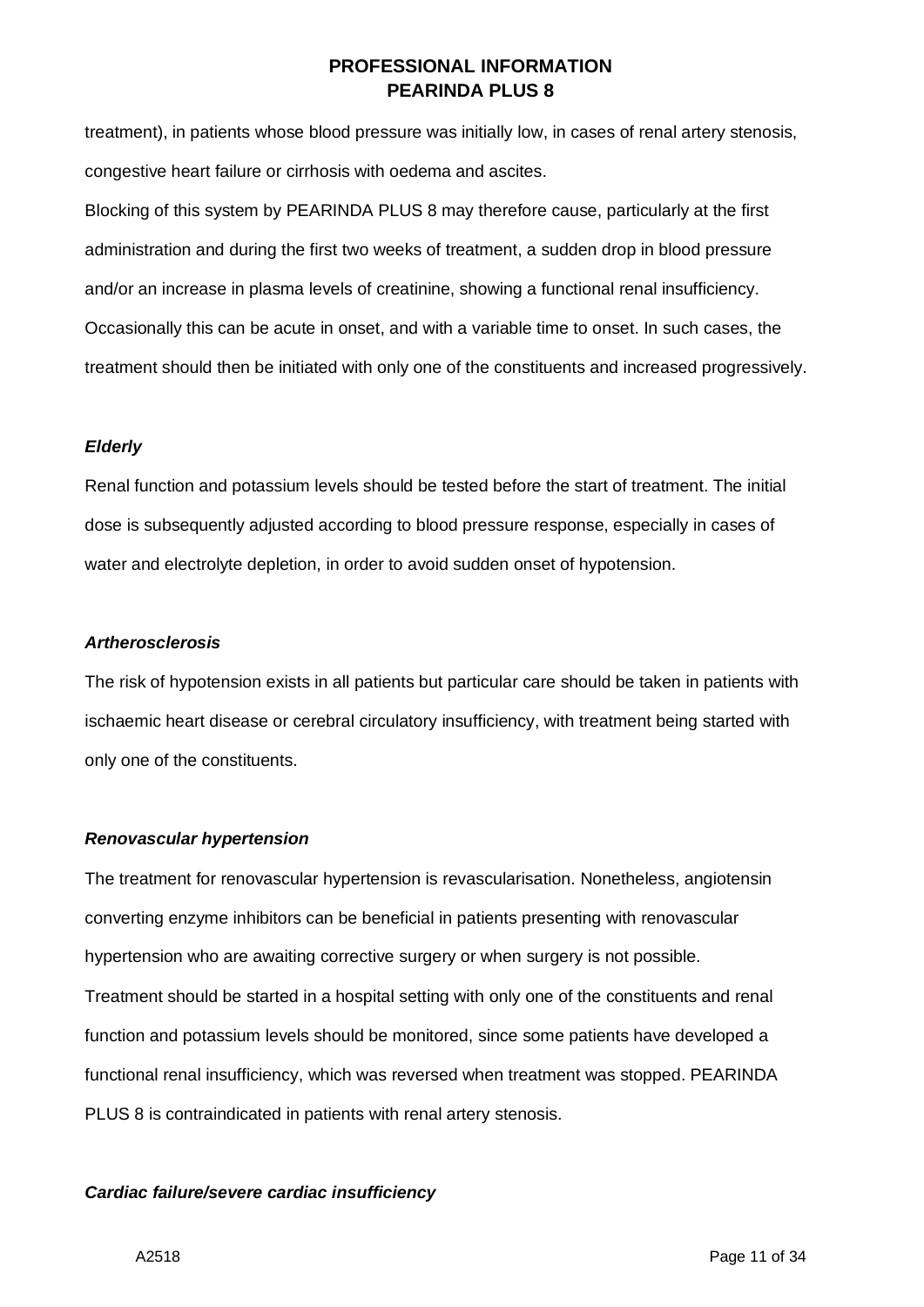treatment), in patients whose blood pressure was initially low, in cases of renal artery stenosis, congestive heart failure or cirrhosis with oedema and ascites.

Blocking of this system by PEARINDA PLUS 8 may therefore cause, particularly at the first administration and during the first two weeks of treatment, a sudden drop in blood pressure and/or an increase in plasma levels of creatinine, showing a functional renal insufficiency. Occasionally this can be acute in onset, and with a variable time to onset. In such cases, the treatment should then be initiated with only one of the constituents and increased progressively.

***Elderly***

Renal function and potassium levels should be tested before the start of treatment. The initial dose is subsequently adjusted according to blood pressure response, especially in cases of water and electrolyte depletion, in order to avoid sudden onset of hypotension.

***Artherosclerosis***

The risk of hypotension exists in all patients but particular care should be taken in patients with ischaemic heart disease or cerebral circulatory insufficiency, with treatment being started with only one of the constituents.

***Renovascular hypertension***

The treatment for renovascular hypertension is revascularisation. Nonetheless, angiotensin converting enzyme inhibitors can be beneficial in patients presenting with renovascular hypertension who are awaiting corrective surgery or when surgery is not possible.

Treatment should be started in a hospital setting with only one of the constituents and renal function and potassium levels should be monitored, since some patients have developed a functional renal insufficiency, which was reversed when treatment was stopped. PEARINDA PLUS 8 is contraindicated in patients with renal artery stenosis.

***Cardiac failure/severe cardiac insufficiency***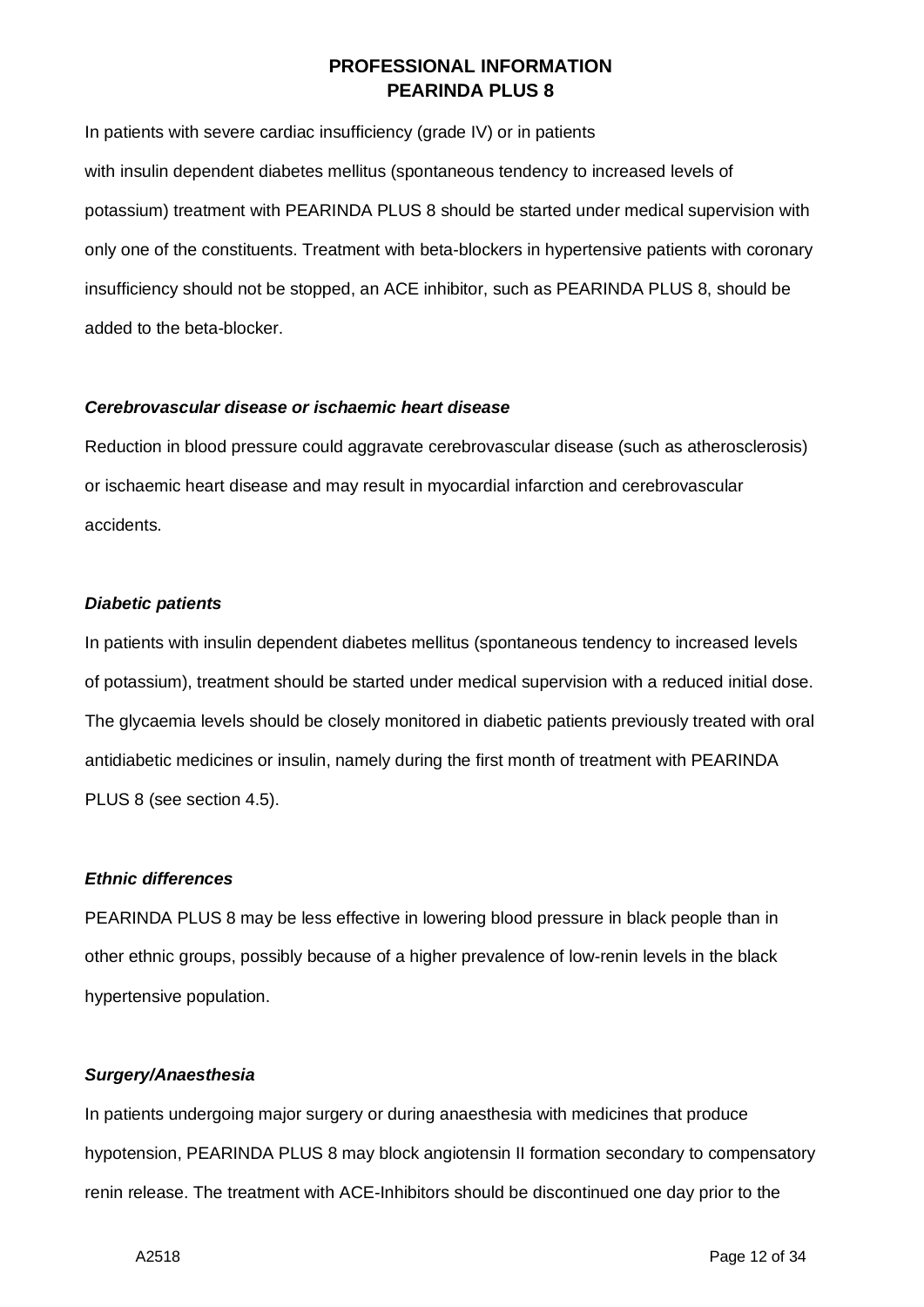In patients with severe cardiac insufficiency (grade IV) or in patients with insulin dependent diabetes mellitus (spontaneous tendency to increased levels of potassium) treatment with PEARINDA PLUS 8 should be started under medical supervision with only one of the constituents. Treatment with beta-blockers in hypertensive patients with coronary insufficiency should not be stopped, an ACE inhibitor, such as PEARINDA PLUS 8, should be added to the beta-blocker.

***Cerebrovascular disease or ischaemic heart disease***

Reduction in blood pressure could aggravate cerebrovascular disease (such as atherosclerosis) or ischaemic heart disease and may result in myocardial infarction and cerebrovascular accidents.

***Diabetic patients***

In patients with insulin dependent diabetes mellitus (spontaneous tendency to increased levels of potassium), treatment should be started under medical supervision with a reduced initial dose. The glycaemia levels should be closely monitored in diabetic patients previously treated with oral antidiabetic medicines or insulin, namely during the first month of treatment with PEARINDA PLUS 8 (see section 4.5).

***Ethnic differences***

PEARINDA PLUS 8 may be less effective in lowering blood pressure in black people than in other ethnic groups, possibly because of a higher prevalence of low-renin levels in the black hypertensive population.

***Surgery/Anaesthesia***

In patients undergoing major surgery or during anaesthesia with medicines that produce hypotension, PEARINDA PLUS 8 may block angiotensin II formation secondary to compensatory renin release. The treatment with ACE-Inhibitors should be discontinued one day prior to the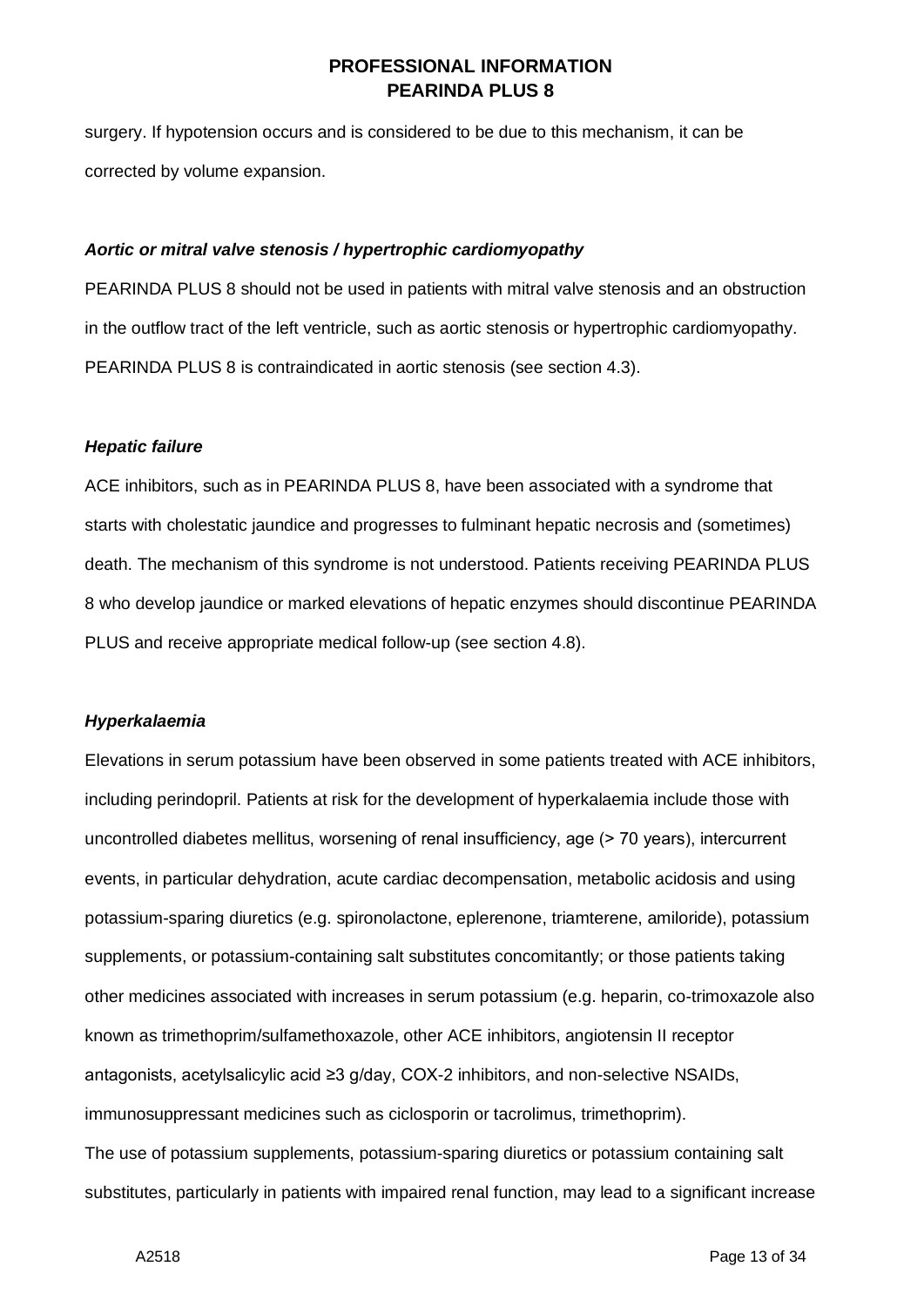surgery. If hypotension occurs and is considered to be due to this mechanism, it can be corrected by volume expansion.

***Aortic or mitral valve stenosis / hypertrophic cardiomyopathy***

PEARINDA PLUS 8 should not be used in patients with mitral valve stenosis and an obstruction in the outflow tract of the left ventricle, such as aortic stenosis or hypertrophic cardiomyopathy. PEARINDA PLUS 8 is contraindicated in aortic stenosis (see section 4.3).

***Hepatic failure***

ACE inhibitors, such as in PEARINDA PLUS 8, have been associated with a syndrome that starts with cholestatic jaundice and progresses to fulminant hepatic necrosis and (sometimes) death. The mechanism of this syndrome is not understood. Patients receiving PEARINDA PLUS 8 who develop jaundice or marked elevations of hepatic enzymes should discontinue PEARINDA PLUS and receive appropriate medical follow-up (see section 4.8).

***Hyperkalaemia***

Elevations in serum potassium have been observed in some patients treated with ACE inhibitors, including perindopril. Patients at risk for the development of hyperkalaemia include those with uncontrolled diabetes mellitus, worsening of renal insufficiency, age (> 70 years), intercurrent events, in particular dehydration, acute cardiac decompensation, metabolic acidosis and using potassium-sparing diuretics (e.g. spironolactone, eplerenone, triamterene, amiloride), potassium supplements, or potassium-containing salt substitutes concomitantly; or those patients taking other medicines associated with increases in serum potassium (e.g. heparin, co-trimoxazole also known as trimethoprim/sulfamethoxazole, other ACE inhibitors, angiotensin II receptor antagonists, acetylsalicylic acid ≥3 g/day, COX-2 inhibitors, and non-selective NSAIDs, immunosuppressant medicines such as ciclosporin or tacrolimus, trimethoprim).

The use of potassium supplements, potassium-sparing diuretics or potassium containing salt substitutes, particularly in patients with impaired renal function, may lead to a significant increase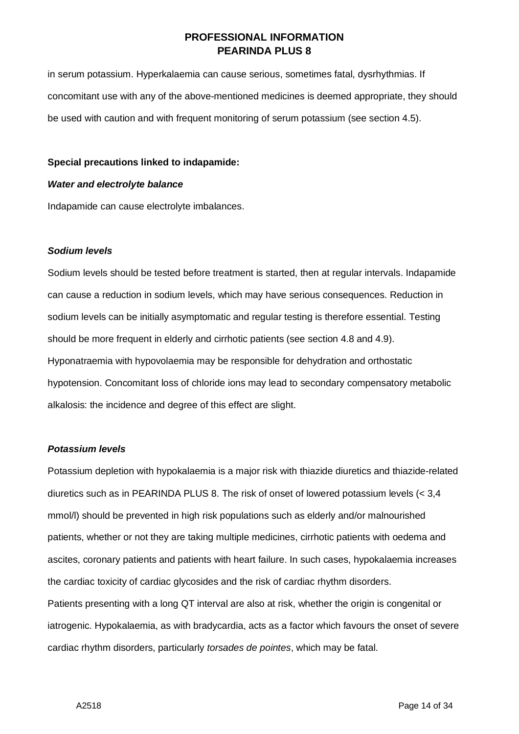in serum potassium. Hyperkalaemia can cause serious, sometimes fatal, dysrhythmias. If concomitant use with any of the above-mentioned medicines is deemed appropriate, they should be used with caution and with frequent monitoring of serum potassium (see section 4.5).

**Special precautions linked to indapamide:**

***Water and electrolyte balance***

Indapamide can cause electrolyte imbalances.

***Sodium levels***

Sodium levels should be tested before treatment is started, then at regular intervals. Indapamide can cause a reduction in sodium levels, which may have serious consequences. Reduction in sodium levels can be initially asymptomatic and regular testing is therefore essential. Testing should be more frequent in elderly and cirrhotic patients (see section 4.8 and 4.9).
Hyponatraemia with hypovolaemia may be responsible for dehydration and orthostatic hypotension. Concomitant loss of chloride ions may lead to secondary compensatory metabolic alkalosis: the incidence and degree of this effect are slight.

***Potassium levels***

Potassium depletion with hypokalaemia is a major risk with thiazide diuretics and thiazide-related diuretics such as in PEARINDA PLUS 8. The risk of onset of lowered potassium levels (< 3,4 mmol/l) should be prevented in high risk populations such as elderly and/or malnourished patients, whether or not they are taking multiple medicines, cirrhotic patients with oedema and ascites, coronary patients and patients with heart failure. In such cases, hypokalaemia increases the cardiac toxicity of cardiac glycosides and the risk of cardiac rhythm disorders.
Patients presenting with a long QT interval are also at risk, whether the origin is congenital or iatrogenic. Hypokalaemia, as with bradycardia, acts as a factor which favours the onset of severe cardiac rhythm disorders, particularly *torsades de pointes*, which may be fatal.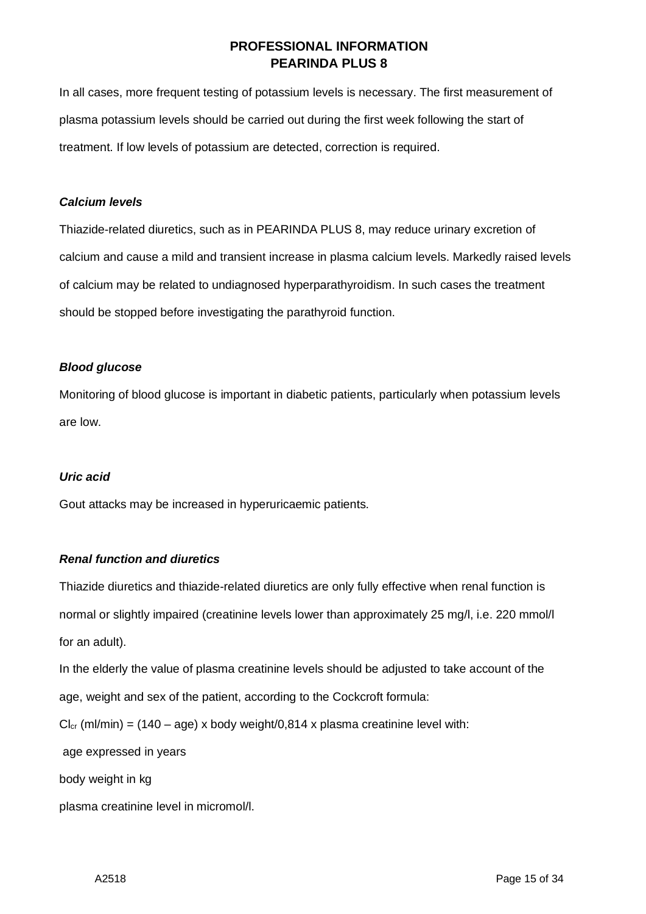In all cases, more frequent testing of potassium levels is necessary. The first measurement of plasma potassium levels should be carried out during the first week following the start of treatment. If low levels of potassium are detected, correction is required.

***Calcium levels***

Thiazide-related diuretics, such as in PEARINDA PLUS 8, may reduce urinary excretion of calcium and cause a mild and transient increase in plasma calcium levels. Markedly raised levels of calcium may be related to undiagnosed hyperparathyroidism. In such cases the treatment should be stopped before investigating the parathyroid function.

***Blood glucose***

Monitoring of blood glucose is important in diabetic patients, particularly when potassium levels are low.

***Uric acid***

Gout attacks may be increased in hyperuricaemic patients.

***Renal function and diuretics***

Thiazide diuretics and thiazide-related diuretics are only fully effective when renal function is normal or slightly impaired (creatinine levels lower than approximately 25 mg/l, i.e. 220 mmol/l for an adult).

In the elderly the value of plasma creatinine levels should be adjusted to take account of the age, weight and sex of the patient, according to the Cockcroft formula:

$Cl_{cr}$ (ml/min) = (140 – age) x body weight/0,814 x plasma creatinine level with:

age expressed in years

body weight in kg

plasma creatinine level in micromol/l.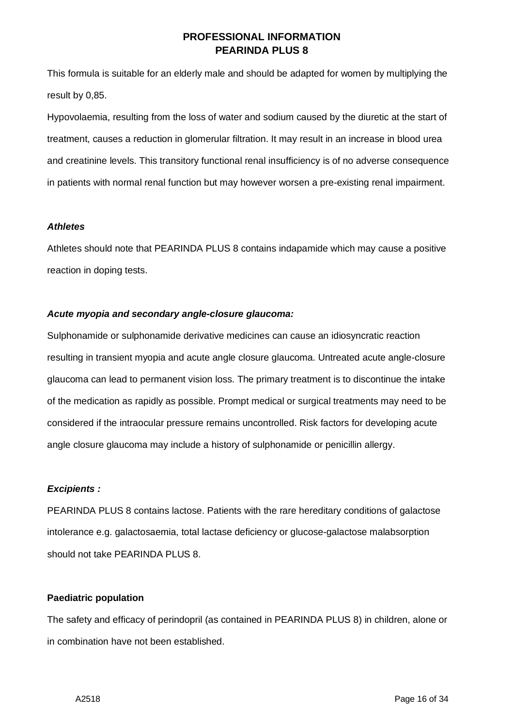This formula is suitable for an elderly male and should be adapted for women by multiplying the result by 0,85.

Hypovolaemia, resulting from the loss of water and sodium caused by the diuretic at the start of treatment, causes a reduction in glomerular filtration. It may result in an increase in blood urea and creatinine levels. This transitory functional renal insufficiency is of no adverse consequence in patients with normal renal function but may however worsen a pre-existing renal impairment.

***Athletes***

Athletes should note that PEARINDA PLUS 8 contains indapamide which may cause a positive reaction in doping tests.

***Acute myopia and secondary angle-closure glaucoma:***

Sulphonamide or sulphonamide derivative medicines can cause an idiosyncratic reaction resulting in transient myopia and acute angle closure glaucoma. Untreated acute angle-closure glaucoma can lead to permanent vision loss. The primary treatment is to discontinue the intake of the medication as rapidly as possible. Prompt medical or surgical treatments may need to be considered if the intraocular pressure remains uncontrolled. Risk factors for developing acute angle closure glaucoma may include a history of sulphonamide or penicillin allergy.

***Excipients :***

PEARINDA PLUS 8 contains lactose. Patients with the rare hereditary conditions of galactose intolerance e.g. galactosaemia, total lactase deficiency or glucose-galactose malabsorption should not take PEARINDA PLUS 8.

**Paediatric population**

The safety and efficacy of perindopril (as contained in PEARINDA PLUS 8) in children, alone or in combination have not been established.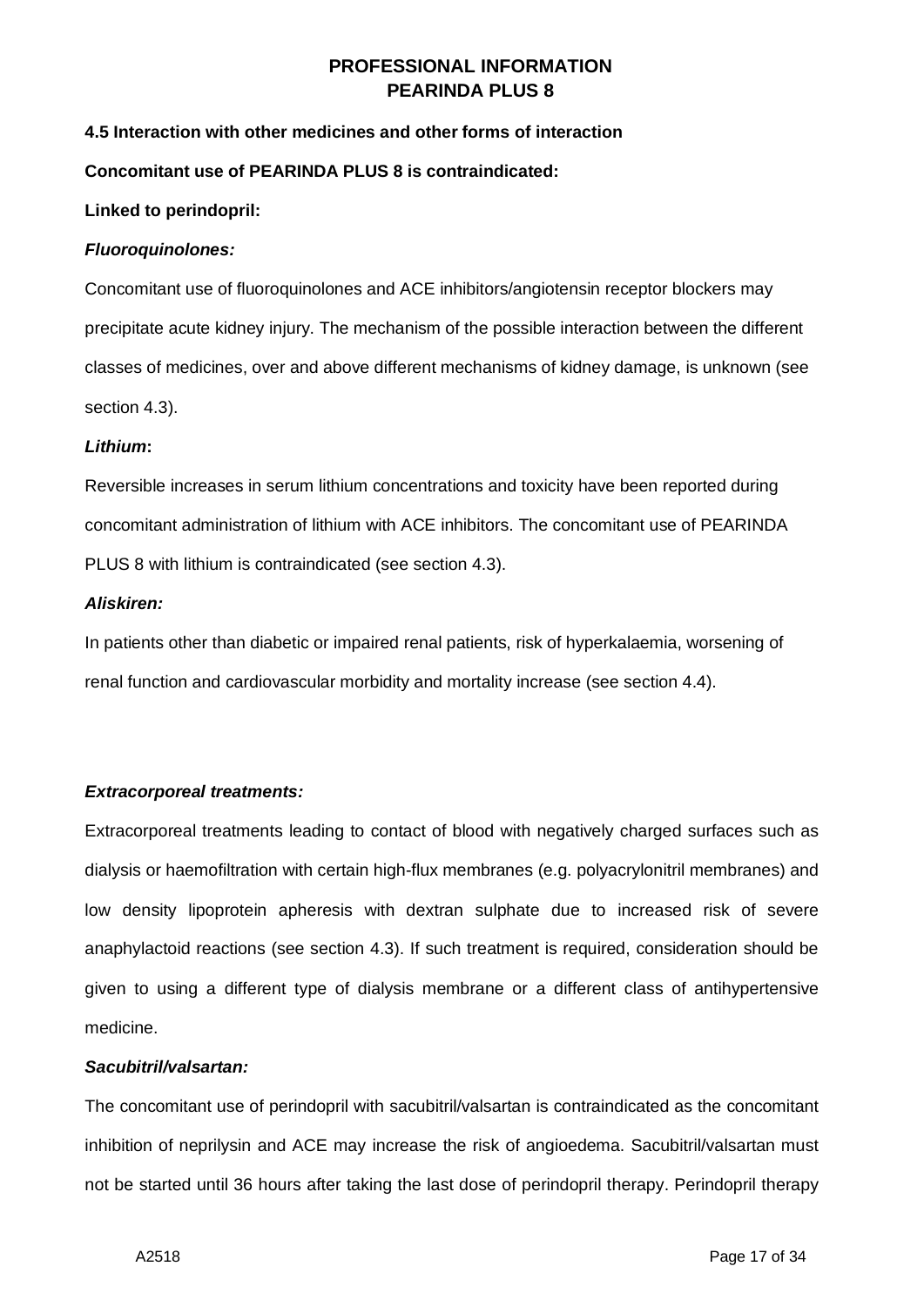**4.5 Interaction with other medicines and other forms of interaction**

**Concomitant use of PEARINDA PLUS 8 is contraindicated:**

**Linked to perindopril:**

***Fluoroquinolones:***

Concomitant use of fluoroquinolones and ACE inhibitors/angiotensin receptor blockers may precipitate acute kidney injury. The mechanism of the possible interaction between the different classes of medicines, over and above different mechanisms of kidney damage, is unknown (see section 4.3).

***Lithium*:**

Reversible increases in serum lithium concentrations and toxicity have been reported during concomitant administration of lithium with ACE inhibitors. The concomitant use of PEARINDA PLUS 8 with lithium is contraindicated (see section 4.3).

***Aliskiren:***

In patients other than diabetic or impaired renal patients, risk of hyperkalaemia, worsening of renal function and cardiovascular morbidity and mortality increase (see section 4.4).

***Extracorporeal treatments:***

Extracorporeal treatments leading to contact of blood with negatively charged surfaces such as dialysis or haemofiltration with certain high-flux membranes (e.g. polyacrylonitril membranes) and low density lipoprotein apheresis with dextran sulphate due to increased risk of severe anaphylactoid reactions (see section 4.3). If such treatment is required, consideration should be given to using a different type of dialysis membrane or a different class of antihypertensive medicine.

***Sacubitril/valsartan:***

The concomitant use of perindopril with sacubitril/valsartan is contraindicated as the concomitant inhibition of neprilysin and ACE may increase the risk of angioedema. Sacubitril/valsartan must not be started until 36 hours after taking the last dose of perindopril therapy. Perindopril therapy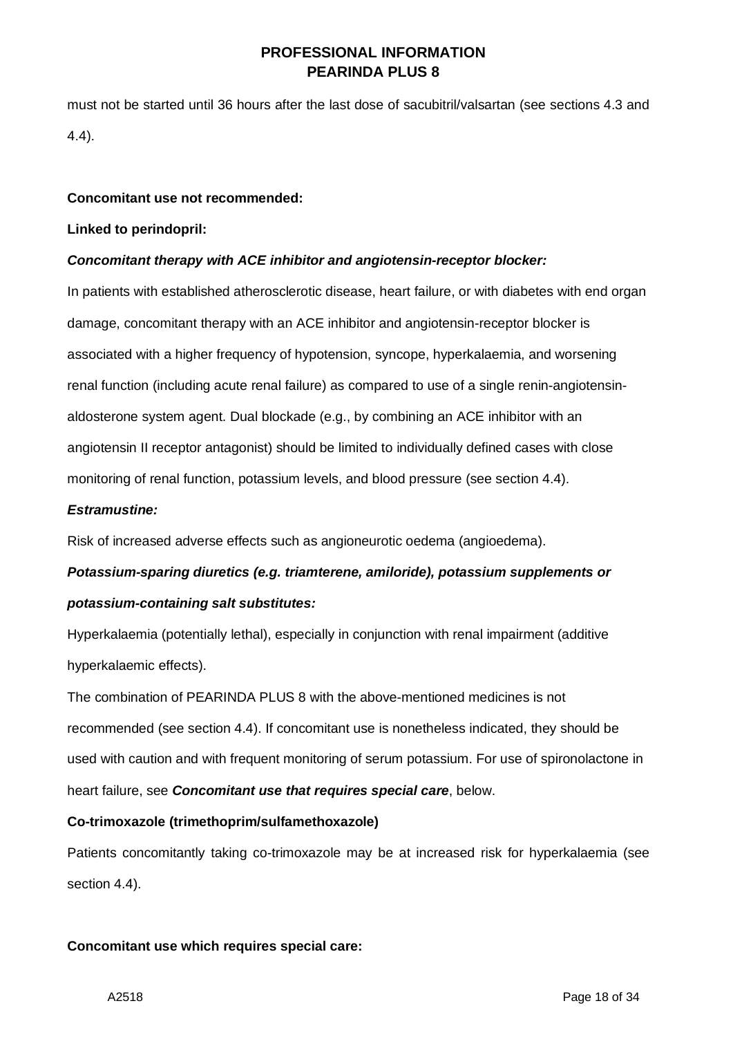must not be started until 36 hours after the last dose of sacubitril/valsartan (see sections 4.3 and 4.4).

**Concomitant use not recommended:**

**Linked to perindopril:**

***Concomitant therapy with ACE inhibitor and angiotensin-receptor blocker:***

In patients with established atherosclerotic disease, heart failure, or with diabetes with end organ damage, concomitant therapy with an ACE inhibitor and angiotensin-receptor blocker is associated with a higher frequency of hypotension, syncope, hyperkalaemia, and worsening renal function (including acute renal failure) as compared to use of a single renin-angiotensin-aldosterone system agent. Dual blockade (e.g., by combining an ACE inhibitor with an angiotensin II receptor antagonist) should be limited to individually defined cases with close monitoring of renal function, potassium levels, and blood pressure (see section 4.4).

***Estramustine:***

Risk of increased adverse effects such as angioneurotic oedema (angioedema).

***Potassium-sparing diuretics (e.g. triamterene, amiloride), potassium supplements or potassium-containing salt substitutes:***

Hyperkalaemia (potentially lethal), especially in conjunction with renal impairment (additive hyperkalaemic effects).

The combination of PEARINDA PLUS 8 with the above-mentioned medicines is not recommended (see section 4.4). If concomitant use is nonetheless indicated, they should be used with caution and with frequent monitoring of serum potassium. For use of spironolactone in heart failure, see ***Concomitant use that requires special care***, below.

**Co-trimoxazole (trimethoprim/sulfamethoxazole)**

Patients concomitantly taking co-trimoxazole may be at increased risk for hyperkalaemia (see section 4.4).

**Concomitant use which requires special care:**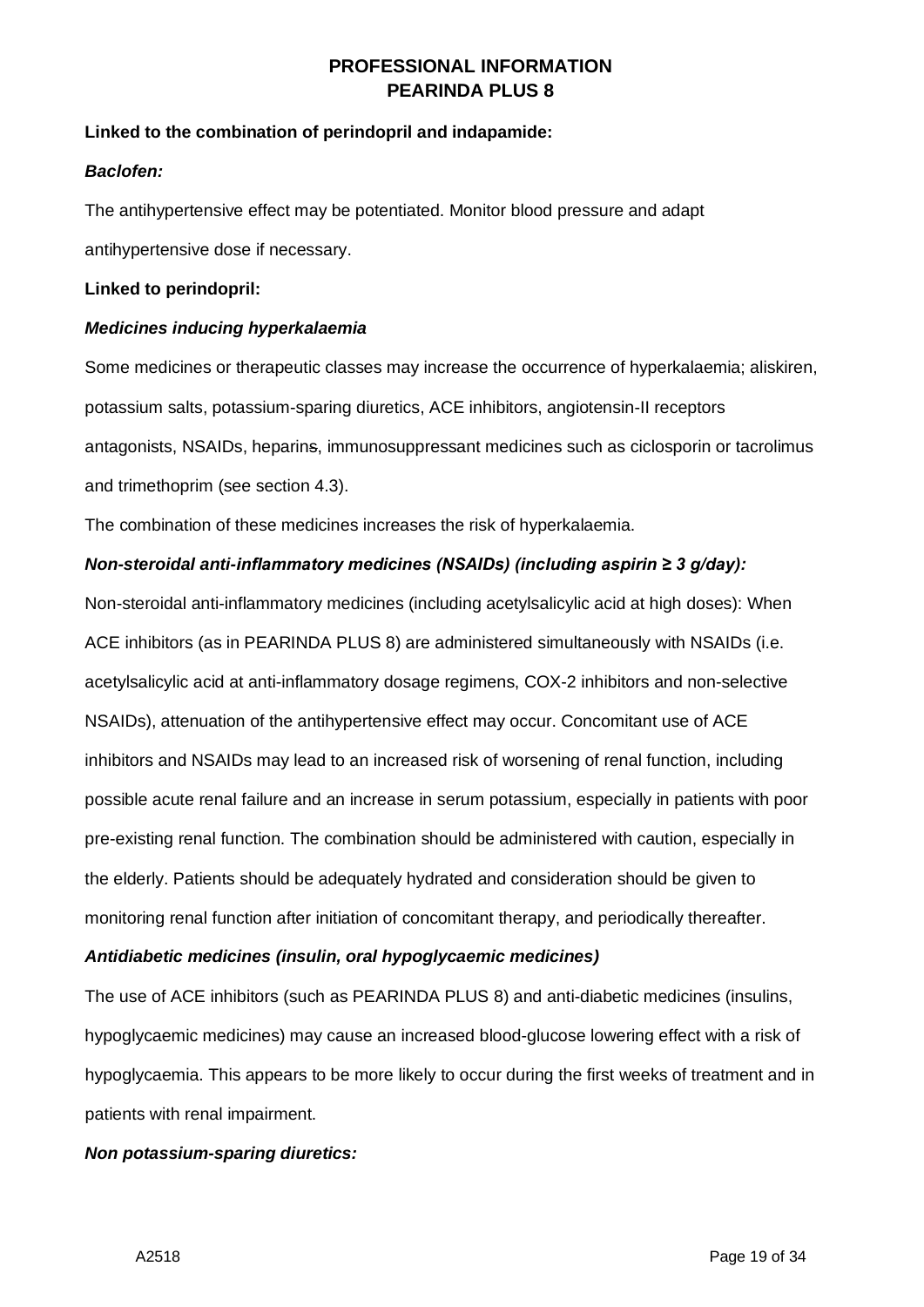**Linked to the combination of perindopril and indapamide:**

***Baclofen:***

The antihypertensive effect may be potentiated. Monitor blood pressure and adapt antihypertensive dose if necessary.

**Linked to perindopril:**

***Medicines inducing hyperkalaemia***

Some medicines or therapeutic classes may increase the occurrence of hyperkalaemia; aliskiren, potassium salts, potassium-sparing diuretics, ACE inhibitors, angiotensin-II receptors antagonists, NSAIDs, heparins, immunosuppressant medicines such as ciclosporin or tacrolimus and trimethoprim (see section 4.3).

The combination of these medicines increases the risk of hyperkalaemia.

***Non-steroidal anti-inflammatory medicines (NSAIDs) (including aspirin ≥ 3 g/day):***

Non-steroidal anti-inflammatory medicines (including acetylsalicylic acid at high doses): When ACE inhibitors (as in PEARINDA PLUS 8) are administered simultaneously with NSAIDs (i.e. acetylsalicylic acid at anti-inflammatory dosage regimens, COX-2 inhibitors and non-selective NSAIDs), attenuation of the antihypertensive effect may occur. Concomitant use of ACE inhibitors and NSAIDs may lead to an increased risk of worsening of renal function, including possible acute renal failure and an increase in serum potassium, especially in patients with poor pre-existing renal function. The combination should be administered with caution, especially in the elderly. Patients should be adequately hydrated and consideration should be given to monitoring renal function after initiation of concomitant therapy, and periodically thereafter.

***Antidiabetic medicines (insulin, oral hypoglycaemic medicines)***

The use of ACE inhibitors (such as PEARINDA PLUS 8) and anti-diabetic medicines (insulins, hypoglycaemic medicines) may cause an increased blood-glucose lowering effect with a risk of hypoglycaemia. This appears to be more likely to occur during the first weeks of treatment and in patients with renal impairment.

***Non potassium-sparing diuretics:***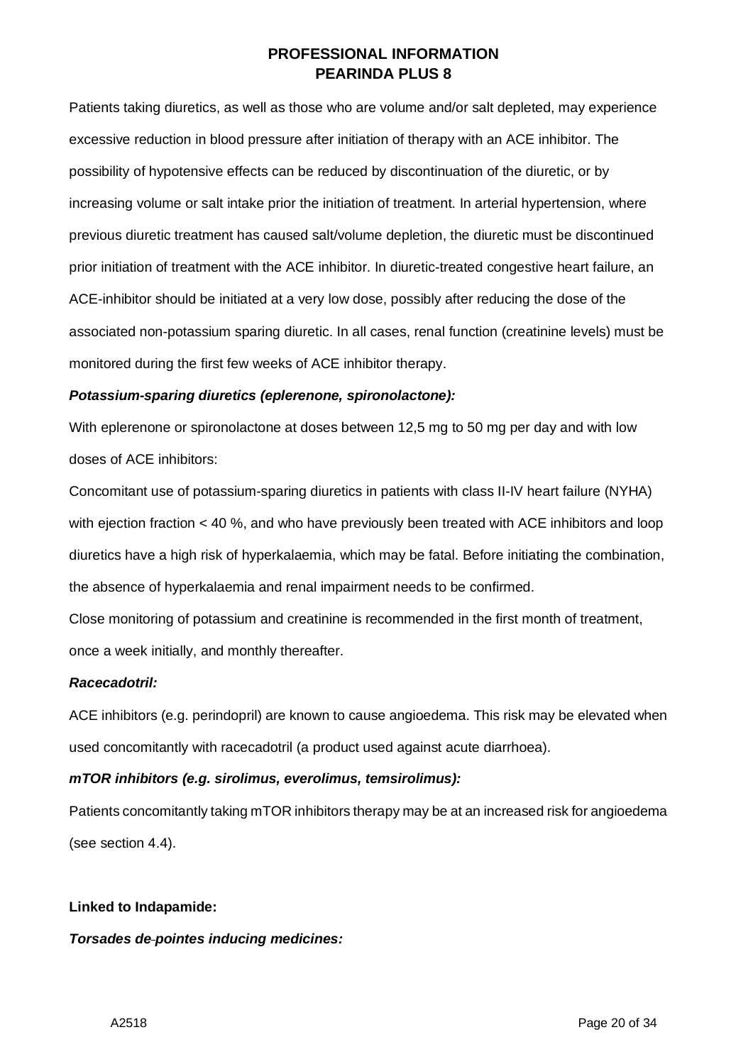Patients taking diuretics, as well as those who are volume and/or salt depleted, may experience excessive reduction in blood pressure after initiation of therapy with an ACE inhibitor. The possibility of hypotensive effects can be reduced by discontinuation of the diuretic, or by increasing volume or salt intake prior the initiation of treatment. In arterial hypertension, where previous diuretic treatment has caused salt/volume depletion, the diuretic must be discontinued prior initiation of treatment with the ACE inhibitor. In diuretic-treated congestive heart failure, an ACE-inhibitor should be initiated at a very low dose, possibly after reducing the dose of the associated non-potassium sparing diuretic. In all cases, renal function (creatinine levels) must be monitored during the first few weeks of ACE inhibitor therapy.

***Potassium-sparing diuretics (eplerenone, spironolactone):***

With eplerenone or spironolactone at doses between 12,5 mg to 50 mg per day and with low doses of ACE inhibitors:

Concomitant use of potassium-sparing diuretics in patients with class II-IV heart failure (NYHA) with ejection fraction < 40 %, and who have previously been treated with ACE inhibitors and loop diuretics have a high risk of hyperkalaemia, which may be fatal. Before initiating the combination, the absence of hyperkalaemia and renal impairment needs to be confirmed.

Close monitoring of potassium and creatinine is recommended in the first month of treatment, once a week initially, and monthly thereafter.

***Racecadotril:***

ACE inhibitors (e.g. perindopril) are known to cause angioedema. This risk may be elevated when used concomitantly with racecadotril (a product used against acute diarrhoea).

***mTOR inhibitors (e.g. sirolimus, everolimus, temsirolimus):***

Patients concomitantly taking mTOR inhibitors therapy may be at an increased risk for angioedema (see section 4.4).

**Linked to Indapamide:**

***Torsades de pointes inducing medicines:***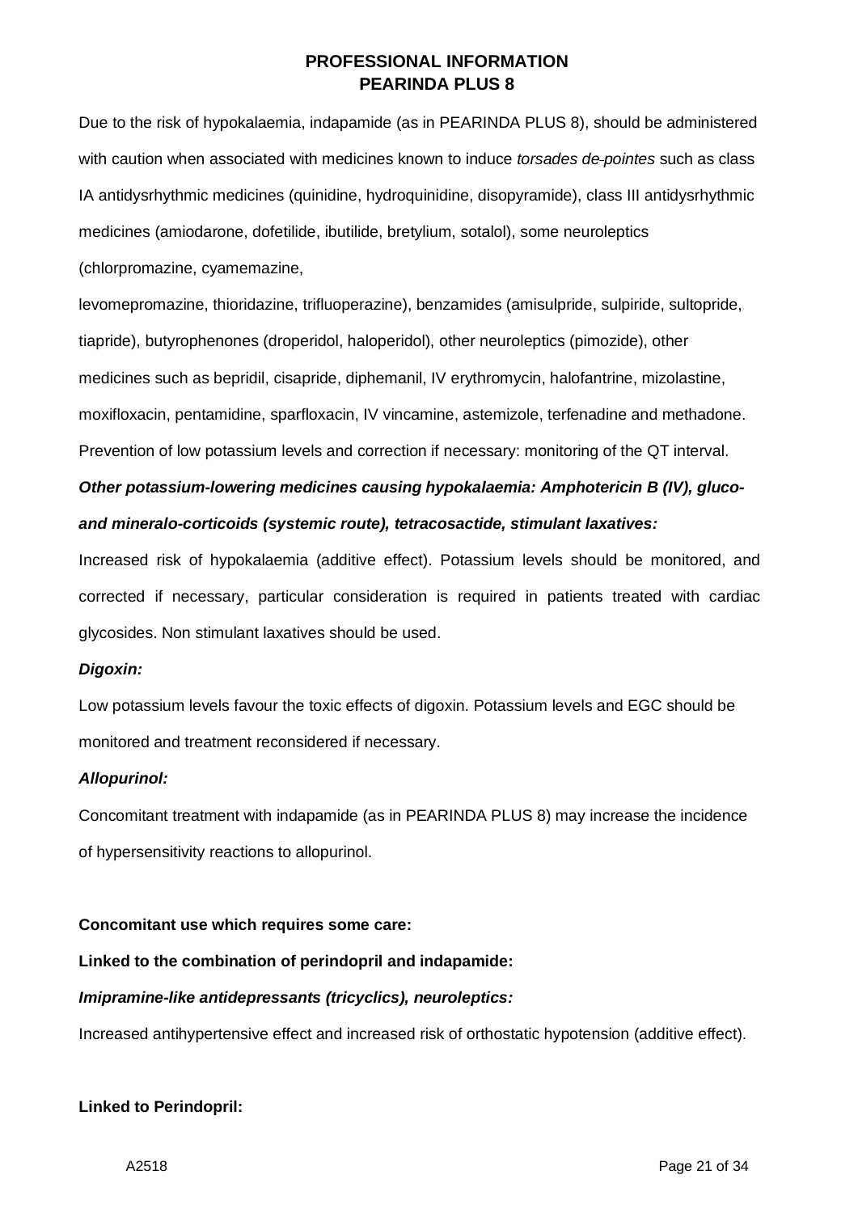Due to the risk of hypokalaemia, indapamide (as in PEARINDA PLUS 8), should be administered with caution when associated with medicines known to induce *torsades de-pointes* such as class IA antidysrhythmic medicines (quinidine, hydroquinidine, disopyramide), class III antidysrhythmic medicines (amiodarone, dofetilide, ibutilide, bretylium, sotalol), some neuroleptics (chlorpromazine, cyamemazine,

levomepromazine, thioridazine, trifluoperazine), benzamides (amisulpride, sulpiride, sultopride, tiapride), butyrophenones (droperidol, haloperidol), other neuroleptics (pimozide), other medicines such as bepridil, cisapride, diphemanil, IV erythromycin, halofantrine, mizolastine, moxifloxacin, pentamidine, sparfloxacin, IV vincamine, astemizole, terfenadine and methadone. Prevention of low potassium levels and correction if necessary: monitoring of the QT interval.

***Other potassium-lowering medicines causing hypokalaemia: Amphotericin B (IV), gluco- and mineralo-corticoids (systemic route), tetracosactide, stimulant laxatives:***

Increased risk of hypokalaemia (additive effect). Potassium levels should be monitored, and corrected if necessary, particular consideration is required in patients treated with cardiac glycosides. Non stimulant laxatives should be used.

***Digoxin:***

Low potassium levels favour the toxic effects of digoxin. Potassium levels and EGC should be monitored and treatment reconsidered if necessary.

***Allopurinol:***

Concomitant treatment with indapamide (as in PEARINDA PLUS 8) may increase the incidence of hypersensitivity reactions to allopurinol.

**Concomitant use which requires some care:**

**Linked to the combination of perindopril and indapamide:**

***Imipramine-like antidepressants (tricyclics), neuroleptics:***

Increased antihypertensive effect and increased risk of orthostatic hypotension (additive effect).

**Linked to Perindopril:**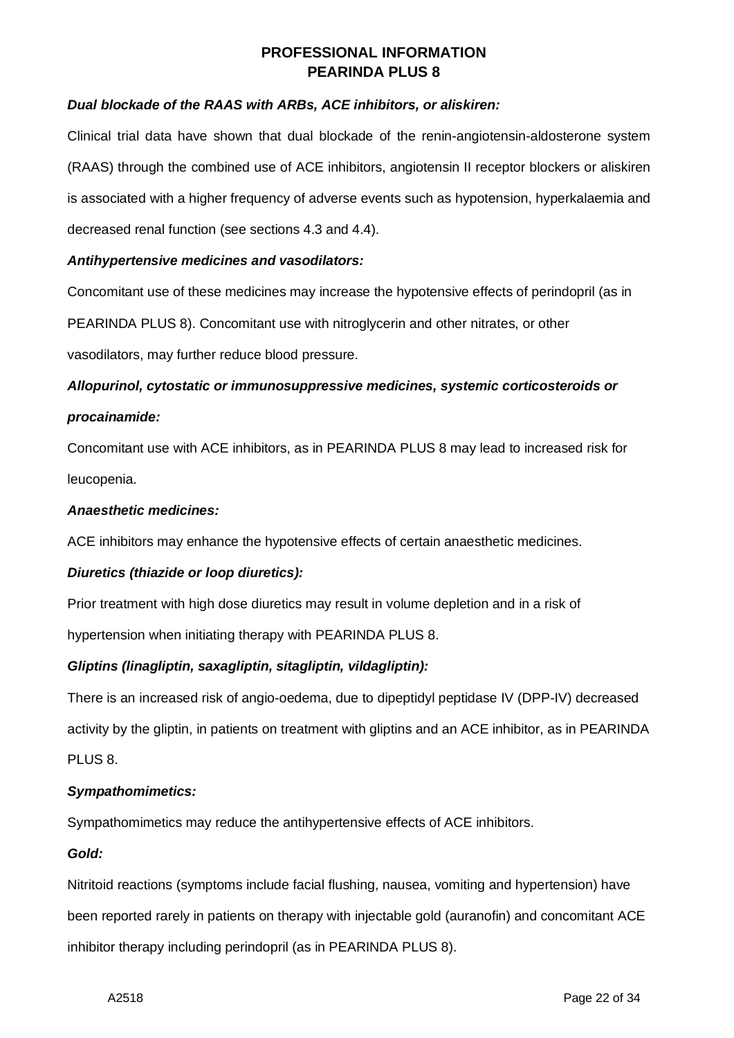***Dual blockade of the RAAS with ARBs, ACE inhibitors, or aliskiren:***

Clinical trial data have shown that dual blockade of the renin-angiotensin-aldosterone system (RAAS) through the combined use of ACE inhibitors, angiotensin II receptor blockers or aliskiren is associated with a higher frequency of adverse events such as hypotension, hyperkalaemia and decreased renal function (see sections 4.3 and 4.4).

***Antihypertensive medicines and vasodilators:***

Concomitant use of these medicines may increase the hypotensive effects of perindopril (as in PEARINDA PLUS 8). Concomitant use with nitroglycerin and other nitrates, or other vasodilators, may further reduce blood pressure.

***Allopurinol, cytostatic or immunosuppressive medicines, systemic corticosteroids or procainamide:***

Concomitant use with ACE inhibitors, as in PEARINDA PLUS 8 may lead to increased risk for leucopenia.

***Anaesthetic medicines:***

ACE inhibitors may enhance the hypotensive effects of certain anaesthetic medicines.

***Diuretics (thiazide or loop diuretics):***

Prior treatment with high dose diuretics may result in volume depletion and in a risk of hypertension when initiating therapy with PEARINDA PLUS 8.

***Gliptins (linagliptin, saxagliptin, sitagliptin, vildagliptin):***

There is an increased risk of angio-oedema, due to dipeptidyl peptidase IV (DPP-IV) decreased activity by the gliptin, in patients on treatment with gliptins and an ACE inhibitor, as in PEARINDA PLUS 8.

***Sympathomimetics:***

Sympathomimetics may reduce the antihypertensive effects of ACE inhibitors.

***Gold:***

Nitritoid reactions (symptoms include facial flushing, nausea, vomiting and hypertension) have been reported rarely in patients on therapy with injectable gold (auranofin) and concomitant ACE inhibitor therapy including perindopril (as in PEARINDA PLUS 8).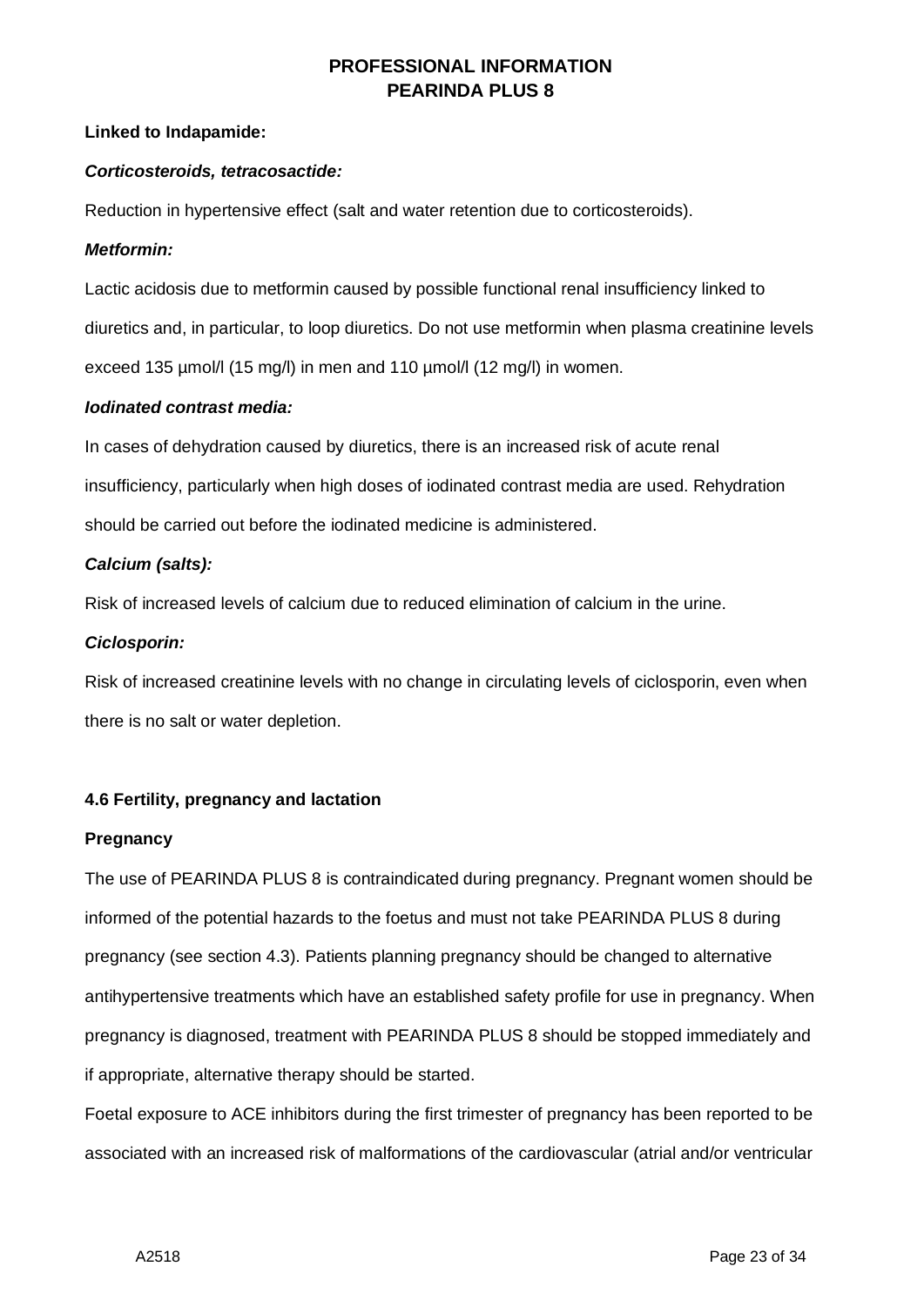**Linked to Indapamide:**

***Corticosteroids, tetracosactide:***

Reduction in hypertensive effect (salt and water retention due to corticosteroids).

***Metformin:***

Lactic acidosis due to metformin caused by possible functional renal insufficiency linked to diuretics and, in particular, to loop diuretics. Do not use metformin when plasma creatinine levels exceed 135 µmol/l (15 mg/l) in men and 110 µmol/l (12 mg/l) in women.

***Iodinated contrast media:***

In cases of dehydration caused by diuretics, there is an increased risk of acute renal insufficiency, particularly when high doses of iodinated contrast media are used. Rehydration should be carried out before the iodinated medicine is administered.

***Calcium (salts):***

Risk of increased levels of calcium due to reduced elimination of calcium in the urine.

***Ciclosporin:***

Risk of increased creatinine levels with no change in circulating levels of ciclosporin, even when there is no salt or water depletion.

### 4.6 Fertility, pregnancy and lactation

**Pregnancy**

The use of PEARINDA PLUS 8 is contraindicated during pregnancy. Pregnant women should be informed of the potential hazards to the foetus and must not take PEARINDA PLUS 8 during pregnancy (see section 4.3). Patients planning pregnancy should be changed to alternative antihypertensive treatments which have an established safety profile for use in pregnancy. When pregnancy is diagnosed, treatment with PEARINDA PLUS 8 should be stopped immediately and if appropriate, alternative therapy should be started.

Foetal exposure to ACE inhibitors during the first trimester of pregnancy has been reported to be associated with an increased risk of malformations of the cardiovascular (atrial and/or ventricular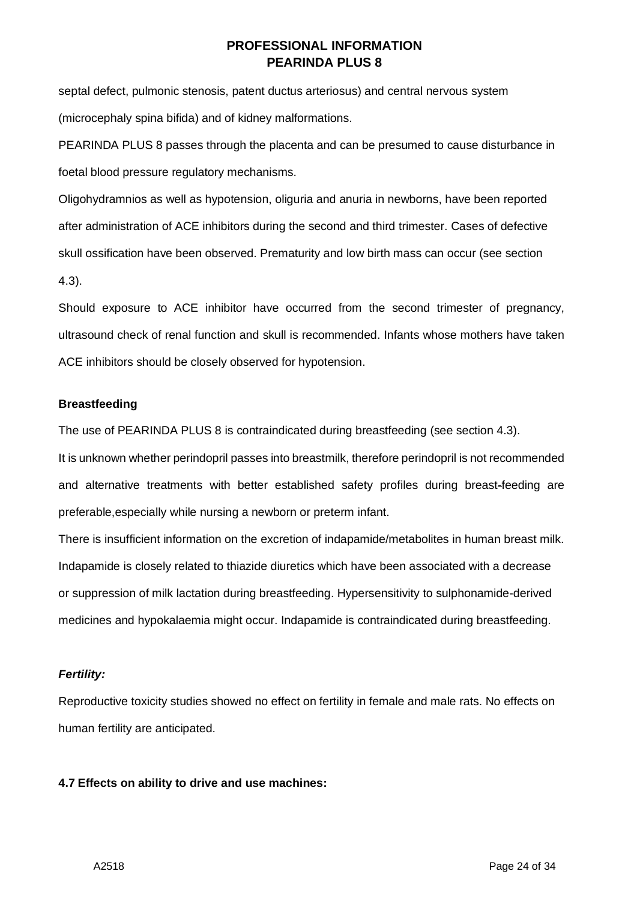septal defect, pulmonic stenosis, patent ductus arteriosus) and central nervous system (microcephaly spina bifida) and of kidney malformations.

PEARINDA PLUS 8 passes through the placenta and can be presumed to cause disturbance in foetal blood pressure regulatory mechanisms.

Oligohydramnios as well as hypotension, oliguria and anuria in newborns, have been reported after administration of ACE inhibitors during the second and third trimester. Cases of defective skull ossification have been observed. Prematurity and low birth mass can occur (see section 4.3).

Should exposure to ACE inhibitor have occurred from the second trimester of pregnancy, ultrasound check of renal function and skull is recommended. Infants whose mothers have taken ACE inhibitors should be closely observed for hypotension.

**Breastfeeding**

The use of PEARINDA PLUS 8 is contraindicated during breastfeeding (see section 4.3).

It is unknown whether perindopril passes into breastmilk, therefore perindopril is not recommended and alternative treatments with better established safety profiles during breast-feeding are preferable,especially while nursing a newborn or preterm infant.

There is insufficient information on the excretion of indapamide/metabolites in human breast milk. Indapamide is closely related to thiazide diuretics which have been associated with a decrease or suppression of milk lactation during breastfeeding. Hypersensitivity to sulphonamide-derived medicines and hypokalaemia might occur. Indapamide is contraindicated during breastfeeding.

***Fertility:***

Reproductive toxicity studies showed no effect on fertility in female and male rats. No effects on human fertility are anticipated.

**4.7 Effects on ability to drive and use machines:**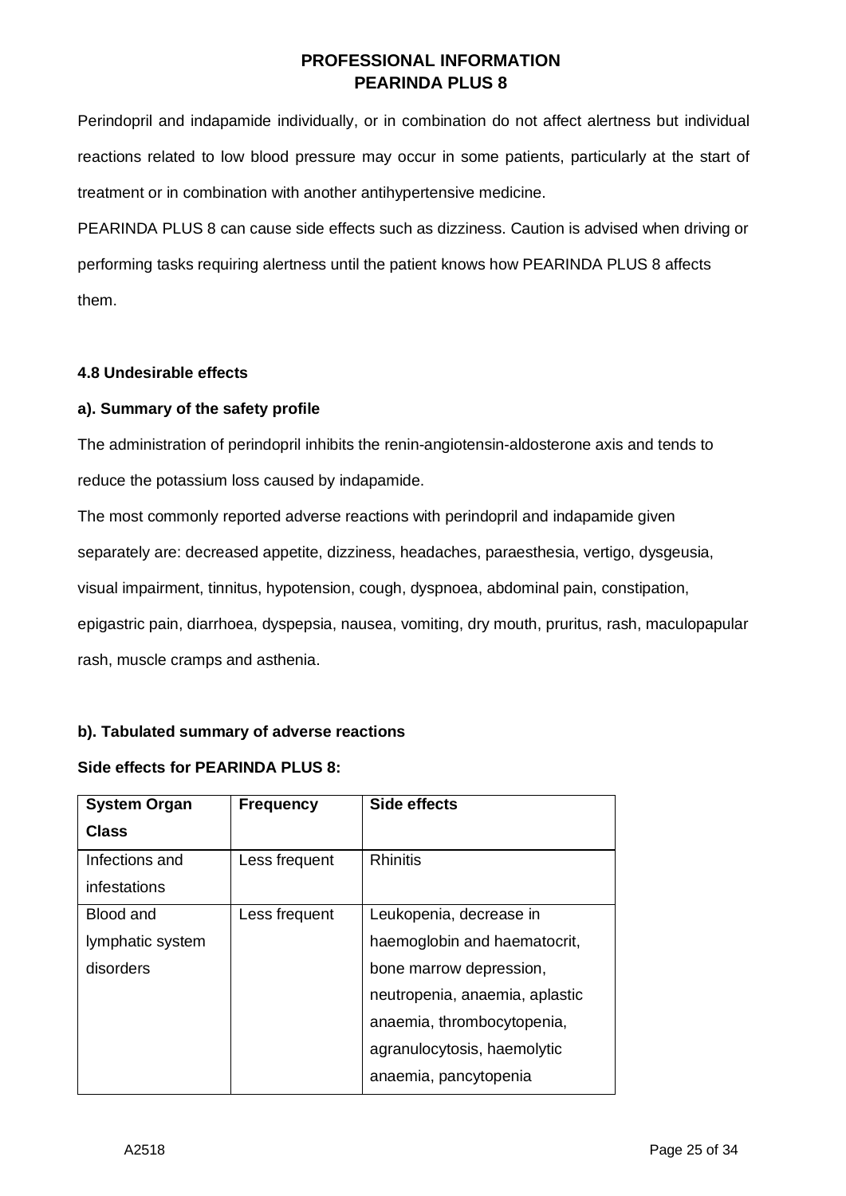Perindopril and indapamide individually, or in combination do not affect alertness but individual reactions related to low blood pressure may occur in some patients, particularly at the start of treatment or in combination with another antihypertensive medicine.

PEARINDA PLUS 8 can cause side effects such as dizziness. Caution is advised when driving or performing tasks requiring alertness until the patient knows how PEARINDA PLUS 8 affects them.

#### 4.8 Undesirable effects

#### a). Summary of the safety profile

The administration of perindopril inhibits the renin-angiotensin-aldosterone axis and tends to reduce the potassium loss caused by indapamide.

The most commonly reported adverse reactions with perindopril and indapamide given separately are: decreased appetite, dizziness, headaches, paraesthesia, vertigo, dysgeusia, visual impairment, tinnitus, hypotension, cough, dyspnoea, abdominal pain, constipation, epigastric pain, diarrhoea, dyspepsia, nausea, vomiting, dry mouth, pruritus, rash, maculopapular rash, muscle cramps and asthenia.

#### b). Tabulated summary of adverse reactions

**Side effects for PEARINDA PLUS 8:**

| System Organ Class | Frequency | Side effects |
|---|---|---|
| Infections and infestations | Less frequent | Rhinitis |
| Blood and lymphatic system disorders | Less frequent | Leukopenia, decrease in haemoglobin and haematocrit, bone marrow depression, neutropenia, anaemia, aplastic anaemia, thrombocytopenia, agranulocytosis, haemolytic anaemia, pancytopenia |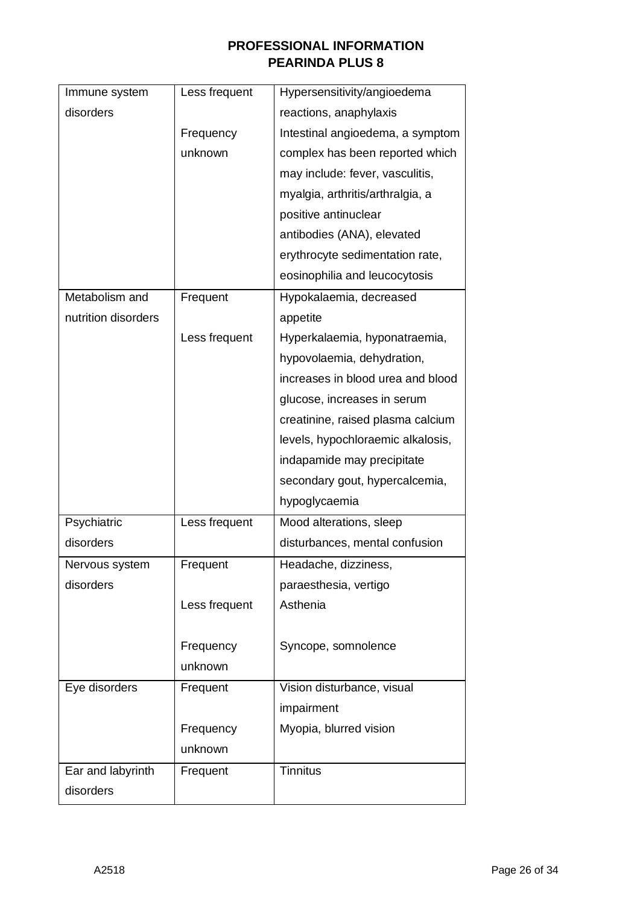| | | |
|---|---|---|
| Immune system disorders | Less frequent | Hypersensitivity/angioedema reactions, anaphylaxis |
| | Frequency unknown | Intestinal angioedema, a symptom complex has been reported which may include: fever, vasculitis, myalgia, arthritis/arthralgia, a positive antinuclear antibodies (ANA), elevated erythrocyte sedimentation rate, eosinophilia and leucocytosis |
| Metabolism and nutrition disorders | Frequent | Hypokalaemia, decreased appetite |
| | Less frequent | Hyperkalaemia, hyponatraemia, hypovolaemia, dehydration, increases in blood urea and blood glucose, increases in serum creatinine, raised plasma calcium levels, hypochloraemic alkalosis, indapamide may precipitate secondary gout, hypercalcemia, hypoglycaemia |
| Psychiatric disorders | Less frequent | Mood alterations, sleep disturbances, mental confusion |
| Nervous system disorders | Frequent | Headache, dizziness, paraesthesia, vertigo |
| | Less frequent | Asthenia |
| | Frequency unknown | Syncope, somnolence |
| Eye disorders | Frequent | Vision disturbance, visual impairment |
| | Frequency unknown | Myopia, blurred vision |
| Ear and labyrinth disorders | Frequent | Tinnitus |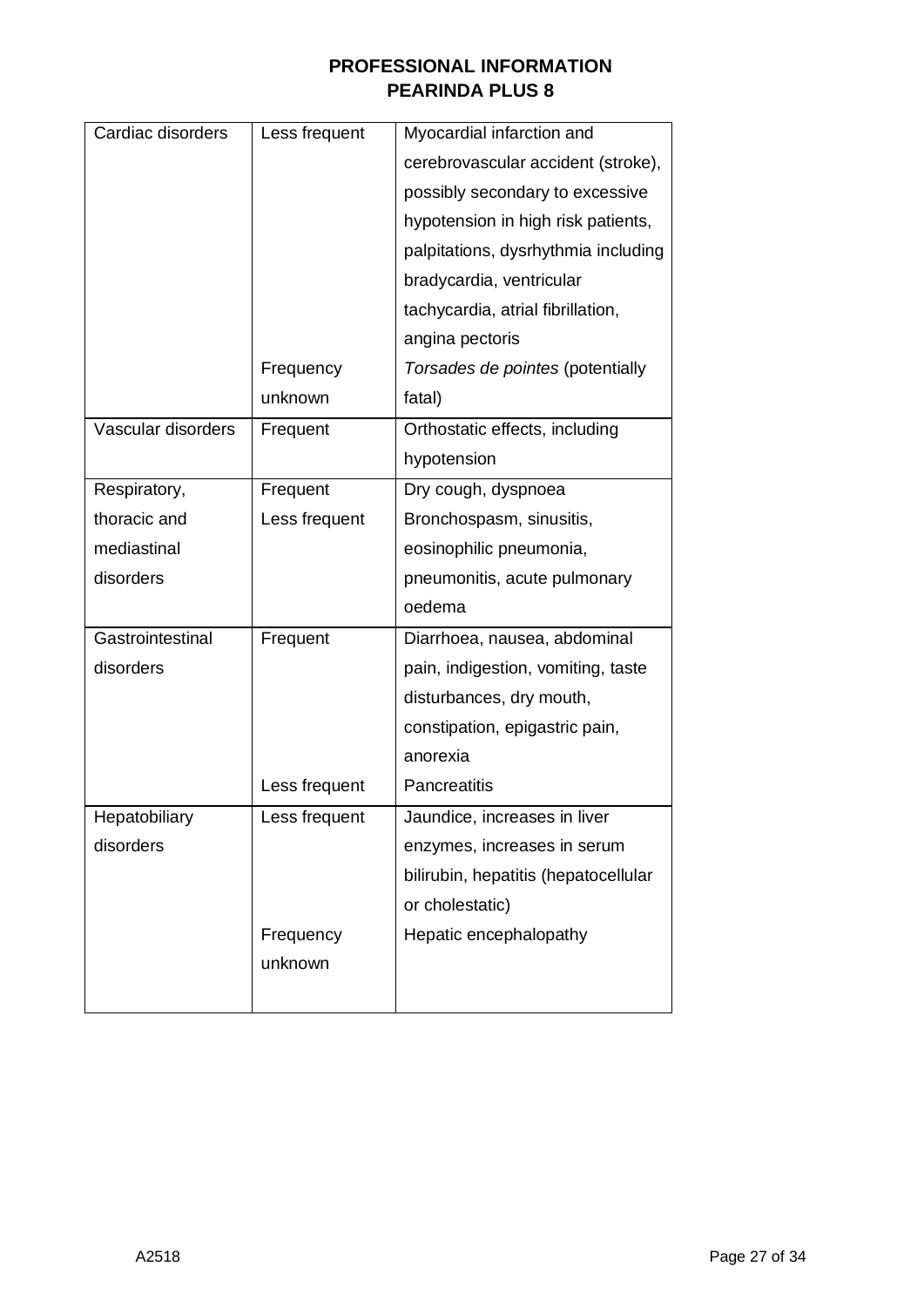| | | |
|---|---|---|
| Cardiac disorders | Less frequent | Myocardial infarction and cerebrovascular accident (stroke), possibly secondary to excessive hypotension in high risk patients, palpitations, dysrhythmia including bradycardia, ventricular tachycardia, atrial fibrillation, angina pectoris |
| | Frequency unknown | *Torsades de pointes* (potentially fatal) |
| Vascular disorders | Frequent | Orthostatic effects, including hypotension |
| Respiratory, thoracic and mediastinal disorders | Frequent | Dry cough, dyspnoea |
| | Less frequent | Bronchospasm, sinusitis, eosinophilic pneumonia, pneumonitis, acute pulmonary oedema |
| Gastrointestinal disorders | Frequent | Diarrhoea, nausea, abdominal pain, indigestion, vomiting, taste disturbances, dry mouth, constipation, epigastric pain, anorexia |
| | Less frequent | Pancreatitis |
| Hepatobiliary disorders | Less frequent | Jaundice, increases in liver enzymes, increases in serum bilirubin, hepatitis (hepatocellular or cholestatic) |
| | Frequency unknown | Hepatic encephalopathy |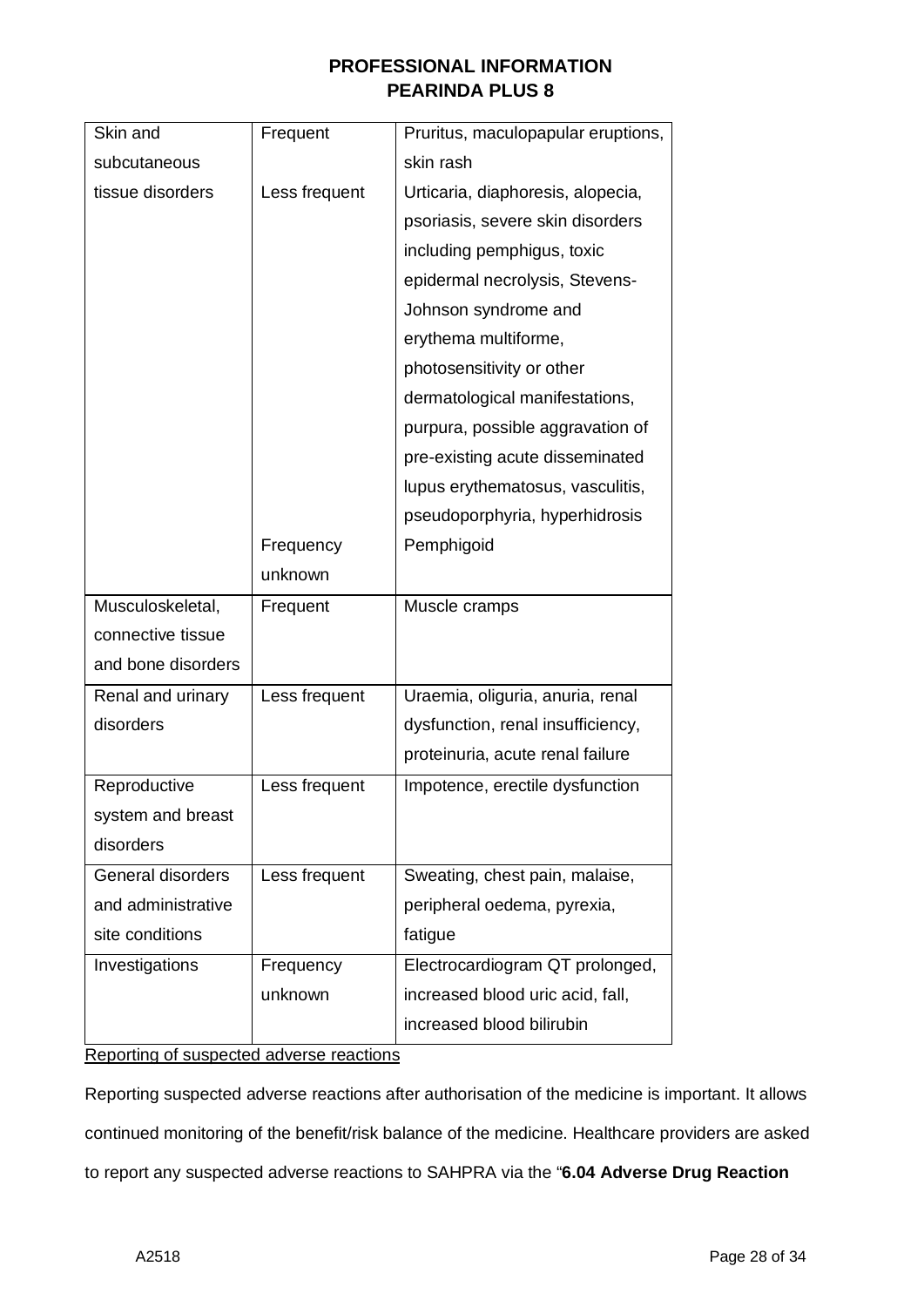| | | |
|---|---|---|
| Skin and subcutaneous tissue disorders | Frequent | Pruritus, maculopapular eruptions, skin rash |
| | Less frequent | Urticaria, diaphoresis, alopecia, psoriasis, severe skin disorders including pemphigus, toxic epidermal necrolysis, Stevens-Johnson syndrome and erythema multiforme, photosensitivity or other dermatological manifestations, purpura, possible aggravation of pre-existing acute disseminated lupus erythematosus, vasculitis, pseudoporphyria, hyperhidrosis |
| | Frequency unknown | Pemphigoid |
| Musculoskeletal, connective tissue and bone disorders | Frequent | Muscle cramps |
| Renal and urinary disorders | Less frequent | Uraemia, oliguria, anuria, renal dysfunction, renal insufficiency, proteinuria, acute renal failure |
| Reproductive system and breast disorders | Less frequent | Impotence, erectile dysfunction |
| General disorders and administrative site conditions | Less frequent | Sweating, chest pain, malaise, peripheral oedema, pyrexia, fatigue |
| Investigations | Frequency unknown | Electrocardiogram QT prolonged, increased blood uric acid, fall, increased blood bilirubin |

Reporting of suspected adverse reactions

Reporting suspected adverse reactions after authorisation of the medicine is important. It allows continued monitoring of the benefit/risk balance of the medicine. Healthcare providers are asked to report any suspected adverse reactions to SAHPRA via the "**6.04 Adverse Drug Reaction**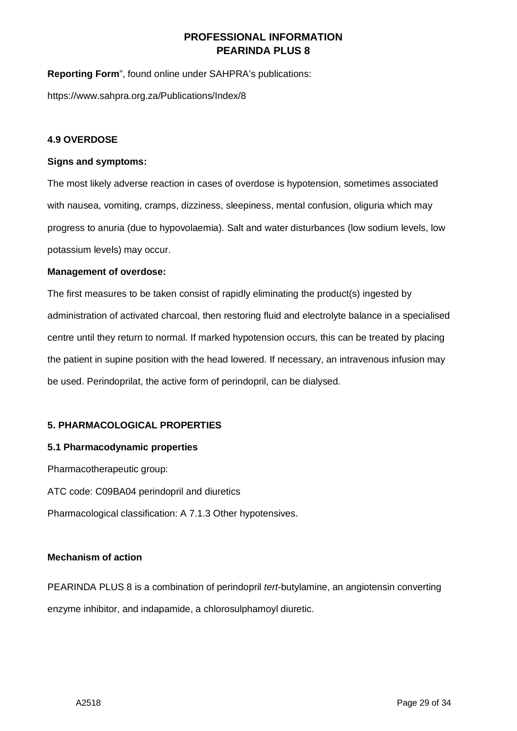**Reporting Form**", found online under SAHPRA's publications:

https://www.sahpra.org.za/Publications/Index/8

### 4.9 OVERDOSE

**Signs and symptoms:**

The most likely adverse reaction in cases of overdose is hypotension, sometimes associated with nausea, vomiting, cramps, dizziness, sleepiness, mental confusion, oliguria which may progress to anuria (due to hypovolaemia). Salt and water disturbances (low sodium levels, low potassium levels) may occur.

**Management of overdose:**

The first measures to be taken consist of rapidly eliminating the product(s) ingested by administration of activated charcoal, then restoring fluid and electrolyte balance in a specialised centre until they return to normal. If marked hypotension occurs, this can be treated by placing the patient in supine position with the head lowered. If necessary, an intravenous infusion may be used. Perindoprilat, the active form of perindopril, can be dialysed.

## 5. PHARMACOLOGICAL PROPERTIES

### 5.1 Pharmacodynamic properties

Pharmacotherapeutic group:

ATC code: C09BA04 perindopril and diuretics

Pharmacological classification: A 7.1.3 Other hypotensives.

**Mechanism of action**

PEARINDA PLUS 8 is a combination of perindopril *tert*-butylamine, an angiotensin converting enzyme inhibitor, and indapamide, a chlorosulphamoyl diuretic.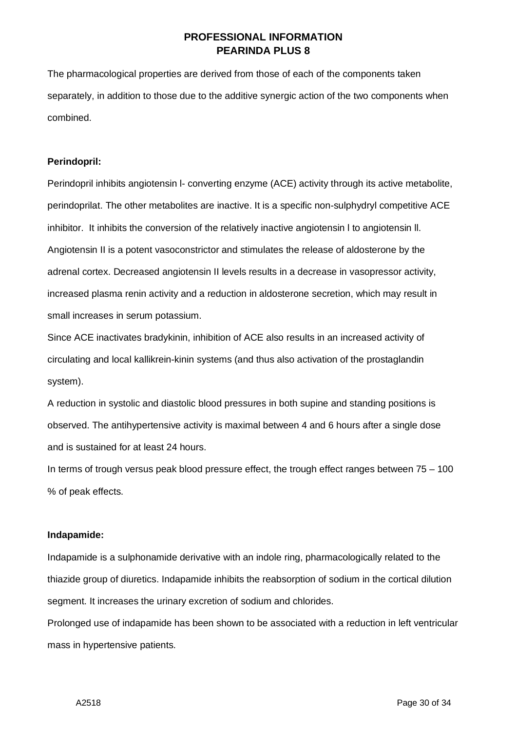The pharmacological properties are derived from those of each of the components taken separately, in addition to those due to the additive synergic action of the two components when combined.

**Perindopril:**

Perindopril inhibits angiotensin l- converting enzyme (ACE) activity through its active metabolite, perindoprilat. The other metabolites are inactive. It is a specific non-sulphydryl competitive ACE inhibitor. It inhibits the conversion of the relatively inactive angiotensin l to angiotensin ll. Angiotensin II is a potent vasoconstrictor and stimulates the release of aldosterone by the adrenal cortex. Decreased angiotensin II levels results in a decrease in vasopressor activity, increased plasma renin activity and a reduction in aldosterone secretion, which may result in small increases in serum potassium.

Since ACE inactivates bradykinin, inhibition of ACE also results in an increased activity of circulating and local kallikrein-kinin systems (and thus also activation of the prostaglandin system).

A reduction in systolic and diastolic blood pressures in both supine and standing positions is observed. The antihypertensive activity is maximal between 4 and 6 hours after a single dose and is sustained for at least 24 hours.

In terms of trough versus peak blood pressure effect, the trough effect ranges between 75 – 100 % of peak effects.

**Indapamide:**

Indapamide is a sulphonamide derivative with an indole ring, pharmacologically related to the thiazide group of diuretics. Indapamide inhibits the reabsorption of sodium in the cortical dilution segment. It increases the urinary excretion of sodium and chlorides.

Prolonged use of indapamide has been shown to be associated with a reduction in left ventricular mass in hypertensive patients.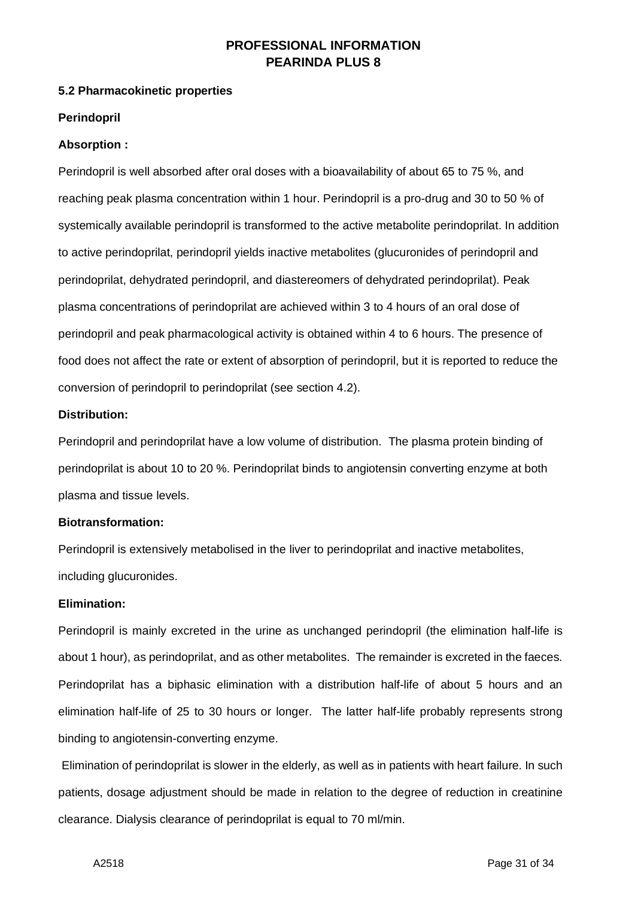### 5.2 Pharmacokinetic properties

**Perindopril**

**Absorption :**

Perindopril is well absorbed after oral doses with a bioavailability of about 65 to 75 %, and reaching peak plasma concentration within 1 hour. Perindopril is a pro-drug and 30 to 50 % of systemically available perindopril is transformed to the active metabolite perindoprilat. In addition to active perindoprilat, perindopril yields inactive metabolites (glucuronides of perindopril and perindoprilat, dehydrated perindopril, and diastereomers of dehydrated perindoprilat). Peak plasma concentrations of perindoprilat are achieved within 3 to 4 hours of an oral dose of perindopril and peak pharmacological activity is obtained within 4 to 6 hours. The presence of food does not affect the rate or extent of absorption of perindopril, but it is reported to reduce the conversion of perindopril to perindoprilat (see section 4.2).

**Distribution:**

Perindopril and perindoprilat have a low volume of distribution. The plasma protein binding of perindoprilat is about 10 to 20 %. Perindoprilat binds to angiotensin converting enzyme at both plasma and tissue levels.

**Biotransformation:**

Perindopril is extensively metabolised in the liver to perindoprilat and inactive metabolites, including glucuronides.

**Elimination:**

Perindopril is mainly excreted in the urine as unchanged perindopril (the elimination half-life is about 1 hour), as perindoprilat, and as other metabolites. The remainder is excreted in the faeces. Perindoprilat has a biphasic elimination with a distribution half-life of about 5 hours and an elimination half-life of 25 to 30 hours or longer. The latter half-life probably represents strong binding to angiotensin-converting enzyme.

Elimination of perindoprilat is slower in the elderly, as well as in patients with heart failure. In such patients, dosage adjustment should be made in relation to the degree of reduction in creatinine clearance. Dialysis clearance of perindoprilat is equal to 70 ml/min.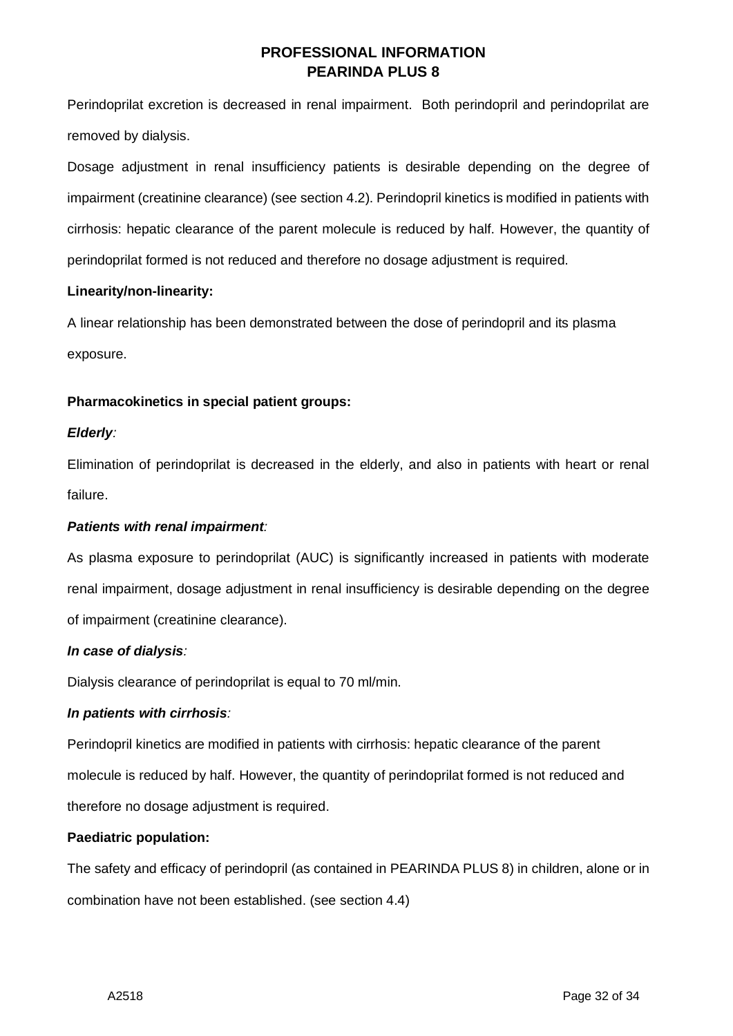Perindoprilat excretion is decreased in renal impairment. Both perindopril and perindoprilat are removed by dialysis.

Dosage adjustment in renal insufficiency patients is desirable depending on the degree of impairment (creatinine clearance) (see section 4.2). Perindopril kinetics is modified in patients with cirrhosis: hepatic clearance of the parent molecule is reduced by half. However, the quantity of perindoprilat formed is not reduced and therefore no dosage adjustment is required.

**Linearity/non-linearity:**

A linear relationship has been demonstrated between the dose of perindopril and its plasma exposure.

**Pharmacokinetics in special patient groups:**

***Elderly:***

Elimination of perindoprilat is decreased in the elderly, and also in patients with heart or renal failure.

***Patients with renal impairment:***

As plasma exposure to perindoprilat (AUC) is significantly increased in patients with moderate renal impairment, dosage adjustment in renal insufficiency is desirable depending on the degree of impairment (creatinine clearance).

***In case of dialysis:***

Dialysis clearance of perindoprilat is equal to 70 ml/min.

***In patients with cirrhosis:***

Perindopril kinetics are modified in patients with cirrhosis: hepatic clearance of the parent molecule is reduced by half. However, the quantity of perindoprilat formed is not reduced and therefore no dosage adjustment is required.

**Paediatric population:**

The safety and efficacy of perindopril (as contained in PEARINDA PLUS 8) in children, alone or in combination have not been established. (see section 4.4)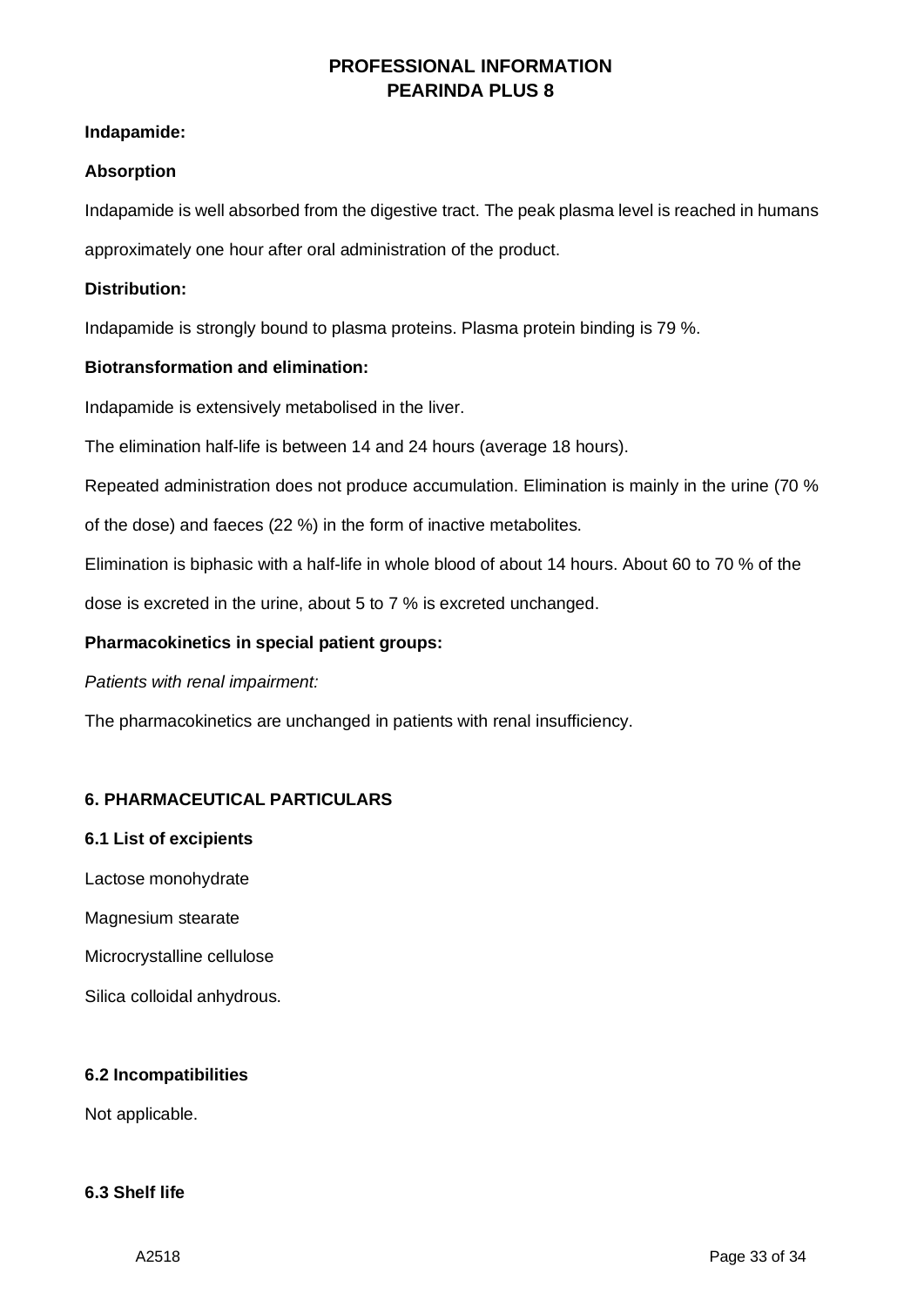**Indapamide:**

**Absorption**

Indapamide is well absorbed from the digestive tract. The peak plasma level is reached in humans approximately one hour after oral administration of the product.

**Distribution:**

Indapamide is strongly bound to plasma proteins. Plasma protein binding is 79 %.

**Biotransformation and elimination:**

Indapamide is extensively metabolised in the liver.

The elimination half-life is between 14 and 24 hours (average 18 hours).

Repeated administration does not produce accumulation. Elimination is mainly in the urine (70 % of the dose) and faeces (22 %) in the form of inactive metabolites.

Elimination is biphasic with a half-life in whole blood of about 14 hours. About 60 to 70 % of the dose is excreted in the urine, about 5 to 7 % is excreted unchanged.

**Pharmacokinetics in special patient groups:**

*Patients with renal impairment:*

The pharmacokinetics are unchanged in patients with renal insufficiency.

## 6. PHARMACEUTICAL PARTICULARS

### 6.1 List of excipients

Lactose monohydrate

Magnesium stearate

Microcrystalline cellulose

Silica colloidal anhydrous.

### 6.2 Incompatibilities

Not applicable.

### 6.3 Shelf life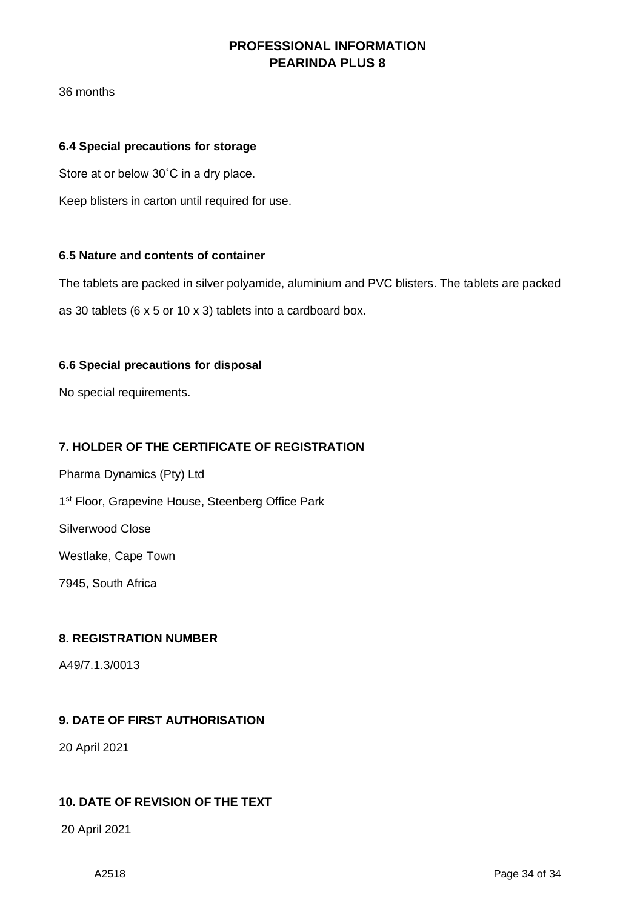36 months

### 6.4 Special precautions for storage

Store at or below 30˚C in a dry place.

Keep blisters in carton until required for use.

### 6.5 Nature and contents of container

The tablets are packed in silver polyamide, aluminium and PVC blisters. The tablets are packed as 30 tablets (6 x 5 or 10 x 3) tablets into a cardboard box.

### 6.6 Special precautions for disposal

No special requirements.

## 7. HOLDER OF THE CERTIFICATE OF REGISTRATION

Pharma Dynamics (Pty) Ltd

1st Floor, Grapevine House, Steenberg Office Park

Silverwood Close

Westlake, Cape Town

7945, South Africa

## 8. REGISTRATION NUMBER

A49/7.1.3/0013

## 9. DATE OF FIRST AUTHORISATION

20 April 2021

## 10. DATE OF REVISION OF THE TEXT

20 April 2021